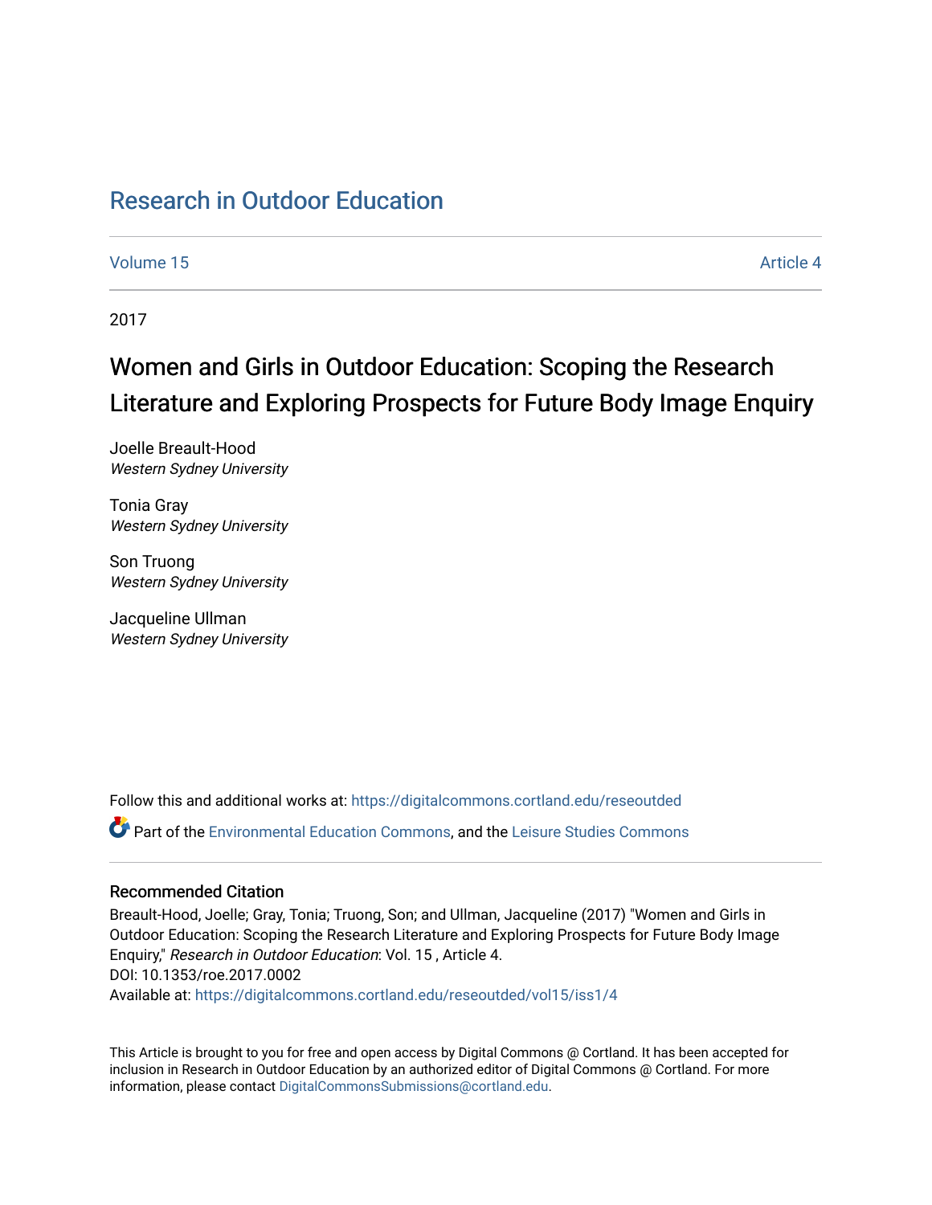# Research in Outdoor Education

Volume 15 Article 4

2017

## Women and Girls in Outdoor Education: Scoping the Research Literature and Exploring Prospects for Future Body Image Enquiry

Joelle Breault-Hood
*Western Sydney University*

Tonia Gray
*Western Sydney University*

Son Truong
*Western Sydney University*

Jacqueline Ullman
*Western Sydney University*

Follow this and additional works at: https://digitalcommons.cortland.edu/reseoutded

Part of the Environmental Education Commons, and the Leisure Studies Commons

### Recommended Citation

Breault-Hood, Joelle; Gray, Tonia; Truong, Son; and Ullman, Jacqueline (2017) "Women and Girls in Outdoor Education: Scoping the Research Literature and Exploring Prospects for Future Body Image Enquiry," *Research in Outdoor Education*: Vol. 15 , Article 4.
DOI: 10.1353/roe.2017.0002
Available at: https://digitalcommons.cortland.edu/reseoutded/vol15/iss1/4

This Article is brought to you for free and open access by Digital Commons @ Cortland. It has been accepted for inclusion in Research in Outdoor Education by an authorized editor of Digital Commons @ Cortland. For more information, please contact DigitalCommonsSubmissions@cortland.edu.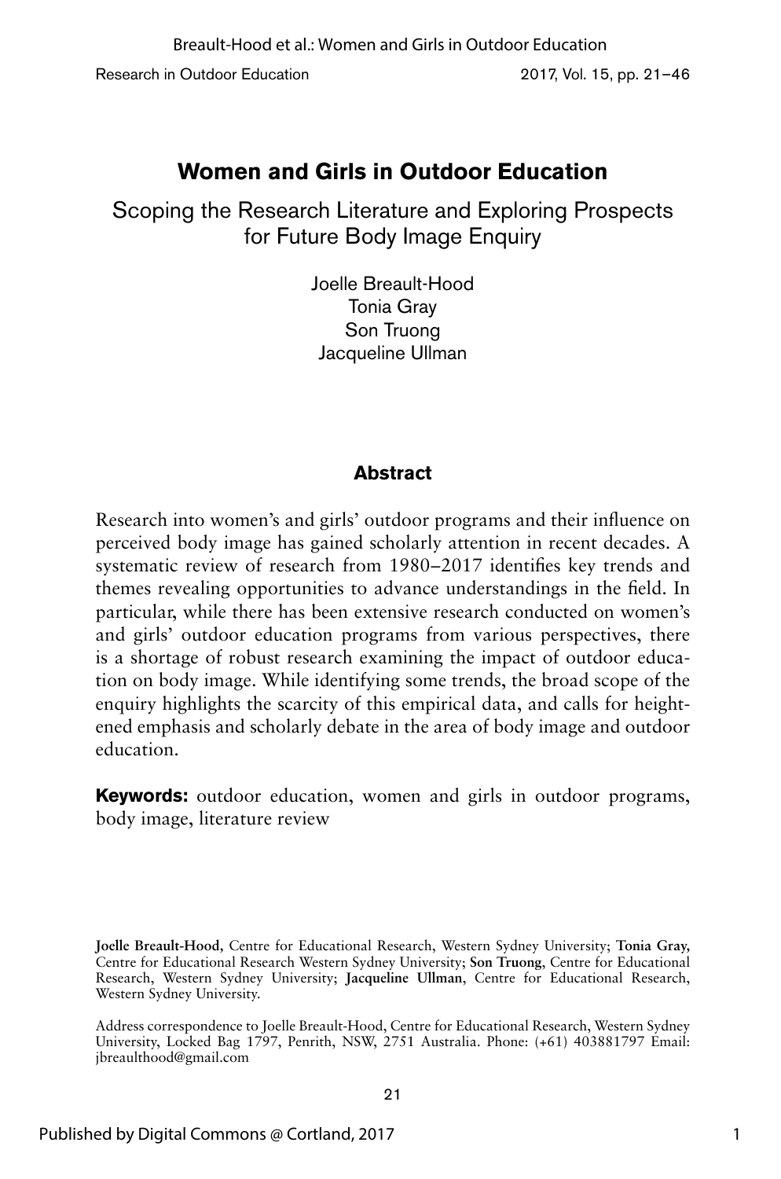# Women and Girls in Outdoor Education

## Scoping the Research Literature and Exploring Prospects for Future Body Image Enquiry

Joelle Breault-Hood
Tonia Gray
Son Truong
Jacqueline Ullman

### Abstract

Research into women's and girls' outdoor programs and their influence on perceived body image has gained scholarly attention in recent decades. A systematic review of research from 1980–2017 identifies key trends and themes revealing opportunities to advance understandings in the field. In particular, while there has been extensive research conducted on women's and girls' outdoor education programs from various perspectives, there is a shortage of robust research examining the impact of outdoor education on body image. While identifying some trends, the broad scope of the enquiry highlights the scarcity of this empirical data, and calls for heightened emphasis and scholarly debate in the area of body image and outdoor education.

**Keywords:** outdoor education, women and girls in outdoor programs, body image, literature review

**Joelle Breault-Hood,** Centre for Educational Research, Western Sydney University; **Tonia Gray,** Centre for Educational Research Western Sydney University; **Son Truong**, Centre for Educational Research, Western Sydney University; **Jacqueline Ullman**, Centre for Educational Research, Western Sydney University.

Address correspondence to Joelle Breault-Hood, Centre for Educational Research, Western Sydney University, Locked Bag 1797, Penrith, NSW, 2751 Australia. Phone: (+61) 403881797 Email: jbreaulthood@gmail.com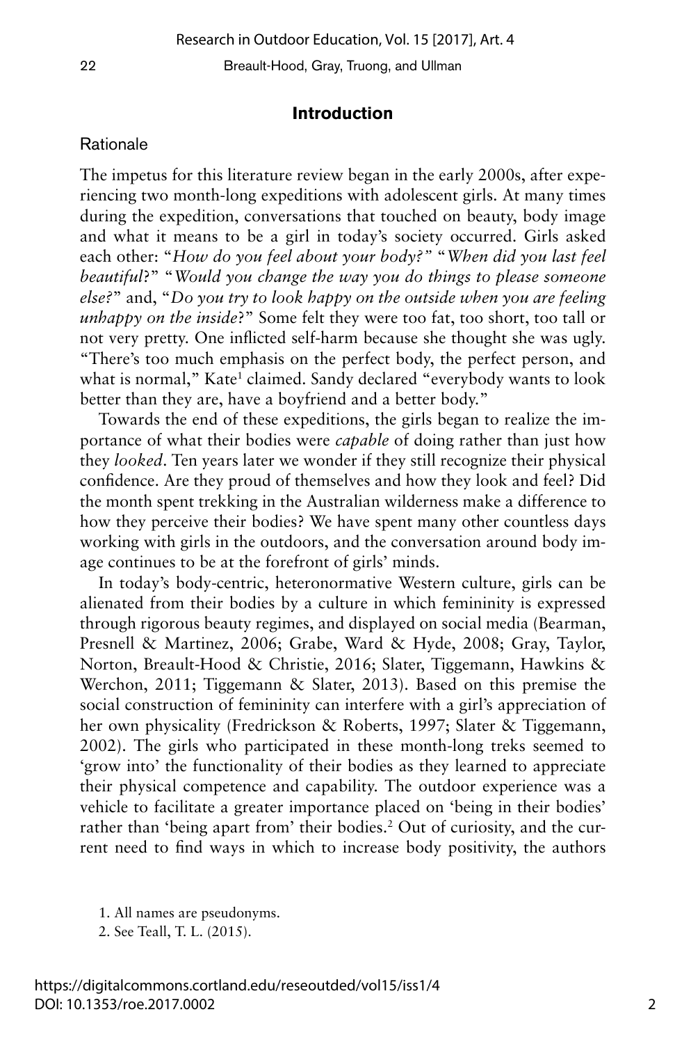## Introduction

### Rationale

The impetus for this literature review began in the early 2000s, after experiencing two month-long expeditions with adolescent girls. At many times during the expedition, conversations that touched on beauty, body image and what it means to be a girl in today's society occurred. Girls asked each other: "*How do you feel about your body?*" "*When did you last feel beautiful*?" "*Would you change the way you do things to please someone else?*" and, "*Do you try to look happy on the outside when you are feeling unhappy on the inside*?" Some felt they were too fat, too short, too tall or not very pretty. One inflicted self-harm because she thought she was ugly. "There's too much emphasis on the perfect body, the perfect person, and what is normal," Kate[1] claimed. Sandy declared "everybody wants to look better than they are, have a boyfriend and a better body."

Towards the end of these expeditions, the girls began to realize the importance of what their bodies were *capable* of doing rather than just how they *looked*. Ten years later we wonder if they still recognize their physical confidence. Are they proud of themselves and how they look and feel? Did the month spent trekking in the Australian wilderness make a difference to how they perceive their bodies? We have spent many other countless days working with girls in the outdoors, and the conversation around body image continues to be at the forefront of girls' minds.

In today's body-centric, heteronormative Western culture, girls can be alienated from their bodies by a culture in which femininity is expressed through rigorous beauty regimes, and displayed on social media (Bearman, Presnell & Martinez, 2006; Grabe, Ward & Hyde, 2008; Gray, Taylor, Norton, Breault-Hood & Christie, 2016; Slater, Tiggemann, Hawkins & Werchon, 2011; Tiggemann & Slater, 2013). Based on this premise the social construction of femininity can interfere with a girl's appreciation of her own physicality (Fredrickson & Roberts, 1997; Slater & Tiggemann, 2002). The girls who participated in these month-long treks seemed to 'grow into' the functionality of their bodies as they learned to appreciate their physical competence and capability. The outdoor experience was a vehicle to facilitate a greater importance placed on 'being in their bodies' rather than 'being apart from' their bodies.[2] Out of curiosity, and the current need to find ways in which to increase body positivity, the authors

1. All names are pseudonyms.
2. See Teall, T. L. (2015).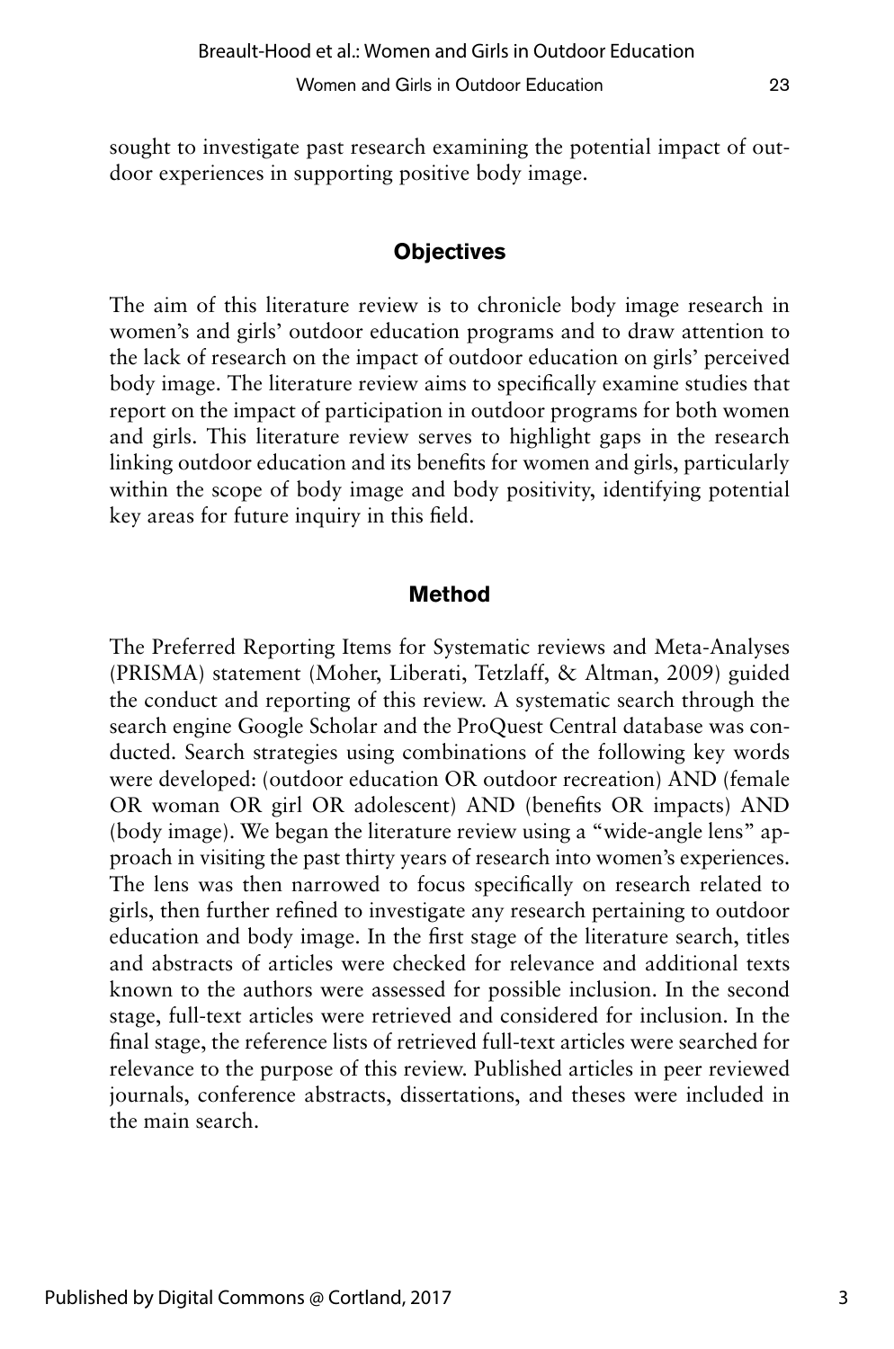sought to investigate past research examining the potential impact of outdoor experiences in supporting positive body image.

## Objectives

The aim of this literature review is to chronicle body image research in women's and girls' outdoor education programs and to draw attention to the lack of research on the impact of outdoor education on girls' perceived body image. The literature review aims to specifically examine studies that report on the impact of participation in outdoor programs for both women and girls. This literature review serves to highlight gaps in the research linking outdoor education and its benefits for women and girls, particularly within the scope of body image and body positivity, identifying potential key areas for future inquiry in this field.

## Method

The Preferred Reporting Items for Systematic reviews and Meta-Analyses (PRISMA) statement (Moher, Liberati, Tetzlaff, & Altman, 2009) guided the conduct and reporting of this review. A systematic search through the search engine Google Scholar and the ProQuest Central database was conducted. Search strategies using combinations of the following key words were developed: (outdoor education OR outdoor recreation) AND (female OR woman OR girl OR adolescent) AND (benefits OR impacts) AND (body image). We began the literature review using a "wide-angle lens" approach in visiting the past thirty years of research into women's experiences. The lens was then narrowed to focus specifically on research related to girls, then further refined to investigate any research pertaining to outdoor education and body image. In the first stage of the literature search, titles and abstracts of articles were checked for relevance and additional texts known to the authors were assessed for possible inclusion. In the second stage, full-text articles were retrieved and considered for inclusion. In the final stage, the reference lists of retrieved full-text articles were searched for relevance to the purpose of this review. Published articles in peer reviewed journals, conference abstracts, dissertations, and theses were included in the main search.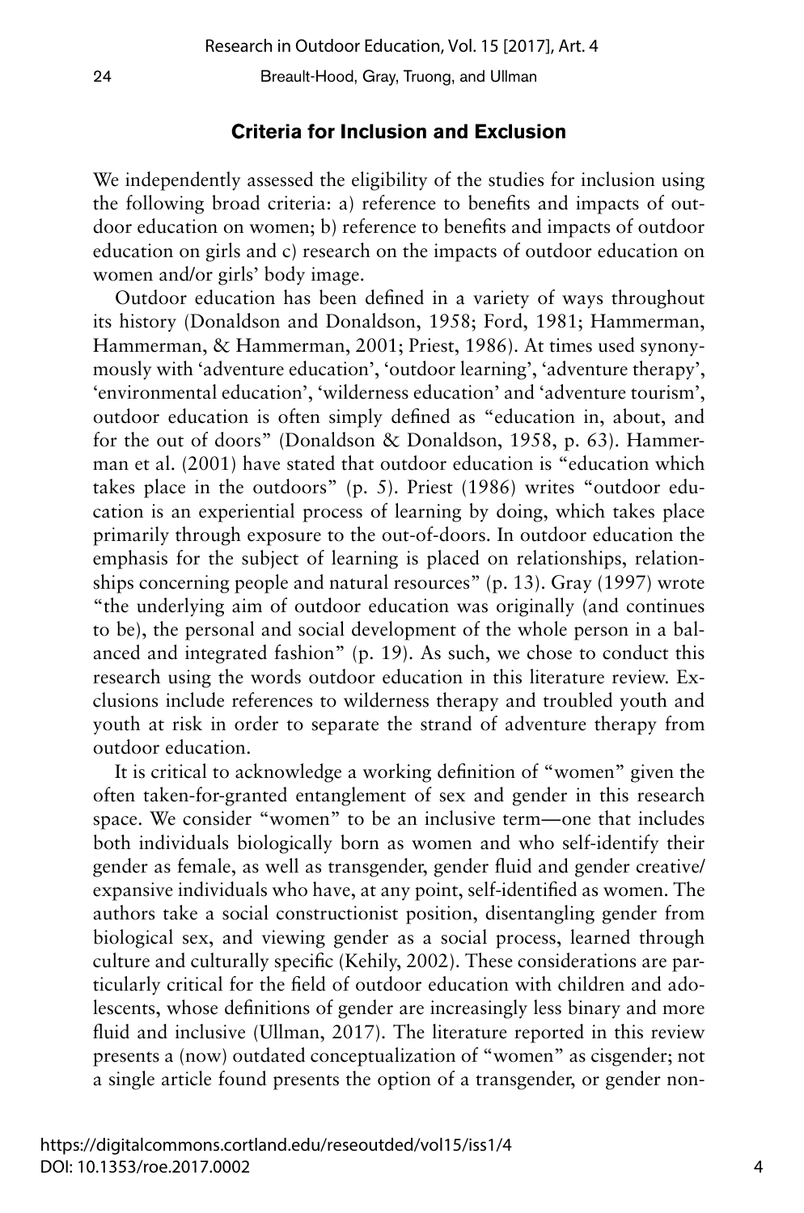### Criteria for Inclusion and Exclusion

We independently assessed the eligibility of the studies for inclusion using the following broad criteria: a) reference to benefits and impacts of outdoor education on women; b) reference to benefits and impacts of outdoor education on girls and c) research on the impacts of outdoor education on women and/or girls' body image.

Outdoor education has been defined in a variety of ways throughout its history (Donaldson and Donaldson, 1958; Ford, 1981; Hammerman, Hammerman, & Hammerman, 2001; Priest, 1986). At times used synonymously with 'adventure education', 'outdoor learning', 'adventure therapy', 'environmental education', 'wilderness education' and 'adventure tourism', outdoor education is often simply defined as "education in, about, and for the out of doors" (Donaldson & Donaldson, 1958, p. 63). Hammerman et al. (2001) have stated that outdoor education is "education which takes place in the outdoors" (p. 5). Priest (1986) writes "outdoor education is an experiential process of learning by doing, which takes place primarily through exposure to the out-of-doors. In outdoor education the emphasis for the subject of learning is placed on relationships, relationships concerning people and natural resources" (p. 13). Gray (1997) wrote "the underlying aim of outdoor education was originally (and continues to be), the personal and social development of the whole person in a balanced and integrated fashion" (p. 19). As such, we chose to conduct this research using the words outdoor education in this literature review. Exclusions include references to wilderness therapy and troubled youth and youth at risk in order to separate the strand of adventure therapy from outdoor education.

It is critical to acknowledge a working definition of "women" given the often taken-for-granted entanglement of sex and gender in this research space. We consider "women" to be an inclusive term—one that includes both individuals biologically born as women and who self-identify their gender as female, as well as transgender, gender fluid and gender creative/expansive individuals who have, at any point, self-identified as women. The authors take a social constructionist position, disentangling gender from biological sex, and viewing gender as a social process, learned through culture and culturally specific (Kehily, 2002). These considerations are particularly critical for the field of outdoor education with children and adolescents, whose definitions of gender are increasingly less binary and more fluid and inclusive (Ullman, 2017). The literature reported in this review presents a (now) outdated conceptualization of "women" as cisgender; not a single article found presents the option of a transgender, or gender non-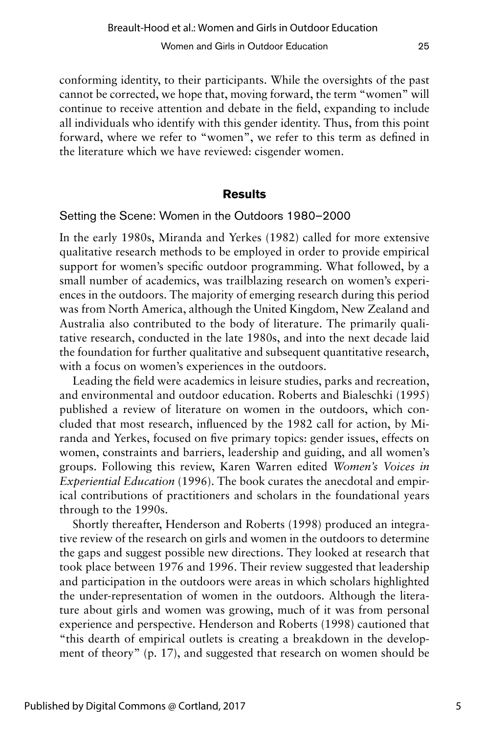conforming identity, to their participants. While the oversights of the past cannot be corrected, we hope that, moving forward, the term "women" will continue to receive attention and debate in the field, expanding to include all individuals who identify with this gender identity. Thus, from this point forward, where we refer to "women", we refer to this term as defined in the literature which we have reviewed: cisgender women.

## Results

### Setting the Scene: Women in the Outdoors 1980–2000

In the early 1980s, Miranda and Yerkes (1982) called for more extensive qualitative research methods to be employed in order to provide empirical support for women's specific outdoor programming. What followed, by a small number of academics, was trailblazing research on women's experiences in the outdoors. The majority of emerging research during this period was from North America, although the United Kingdom, New Zealand and Australia also contributed to the body of literature. The primarily qualitative research, conducted in the late 1980s, and into the next decade laid the foundation for further qualitative and subsequent quantitative research, with a focus on women's experiences in the outdoors.

Leading the field were academics in leisure studies, parks and recreation, and environmental and outdoor education. Roberts and Bialeschki (1995) published a review of literature on women in the outdoors, which concluded that most research, influenced by the 1982 call for action, by Miranda and Yerkes, focused on five primary topics: gender issues, effects on women, constraints and barriers, leadership and guiding, and all women's groups. Following this review, Karen Warren edited *Women's Voices in Experiential Education* (1996). The book curates the anecdotal and empirical contributions of practitioners and scholars in the foundational years through to the 1990s.

Shortly thereafter, Henderson and Roberts (1998) produced an integrative review of the research on girls and women in the outdoors to determine the gaps and suggest possible new directions. They looked at research that took place between 1976 and 1996. Their review suggested that leadership and participation in the outdoors were areas in which scholars highlighted the under-representation of women in the outdoors. Although the literature about girls and women was growing, much of it was from personal experience and perspective. Henderson and Roberts (1998) cautioned that "this dearth of empirical outlets is creating a breakdown in the development of theory" (p. 17), and suggested that research on women should be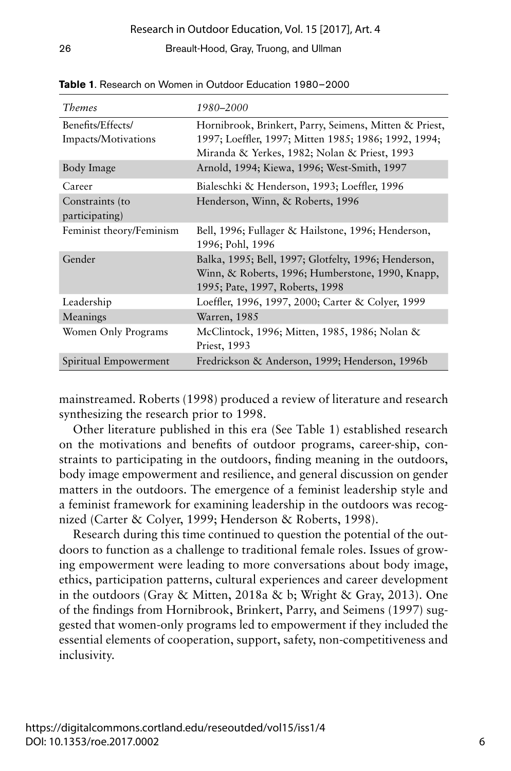**Table 1**. Research on Women in Outdoor Education 1980–2000

| *Themes* | *1980–2000* |
|---|---|
| Benefits/Effects/ Impacts/Motivations | Hornibrook, Brinkert, Parry, Seimens, Mitten & Priest, 1997; Loeffler, 1997; Mitten 1985; 1986; 1992, 1994; Miranda & Yerkes, 1982; Nolan & Priest, 1993 |
| Body Image | Arnold, 1994; Kiewa, 1996; West-Smith, 1997 |
| Career | Bialeschki & Henderson, 1993; Loeffler, 1996 |
| Constraints (to participating) | Henderson, Winn, & Roberts, 1996 |
| Feminist theory/Feminism | Bell, 1996; Fullager & Hailstone, 1996; Henderson, 1996; Pohl, 1996 |
| Gender | Balka, 1995; Bell, 1997; Glotfelty, 1996; Henderson, Winn, & Roberts, 1996; Humberstone, 1990, Knapp, 1995; Pate, 1997, Roberts, 1998 |
| Leadership | Loeffler, 1996, 1997, 2000; Carter & Colyer, 1999 |
| Meanings | Warren, 1985 |
| Women Only Programs | McClintock, 1996; Mitten, 1985, 1986; Nolan & Priest, 1993 |
| Spiritual Empowerment | Fredrickson & Anderson, 1999; Henderson, 1996b |

mainstreamed. Roberts (1998) produced a review of literature and research synthesizing the research prior to 1998.

Other literature published in this era (See Table 1) established research on the motivations and benefits of outdoor programs, career-ship, constraints to participating in the outdoors, finding meaning in the outdoors, body image empowerment and resilience, and general discussion on gender matters in the outdoors. The emergence of a feminist leadership style and a feminist framework for examining leadership in the outdoors was recognized (Carter & Colyer, 1999; Henderson & Roberts, 1998).

Research during this time continued to question the potential of the outdoors to function as a challenge to traditional female roles. Issues of growing empowerment were leading to more conversations about body image, ethics, participation patterns, cultural experiences and career development in the outdoors (Gray & Mitten, 2018a & b; Wright & Gray, 2013). One of the findings from Hornibrook, Brinkert, Parry, and Seimens (1997) suggested that women-only programs led to empowerment if they included the essential elements of cooperation, support, safety, non-competitiveness and inclusivity.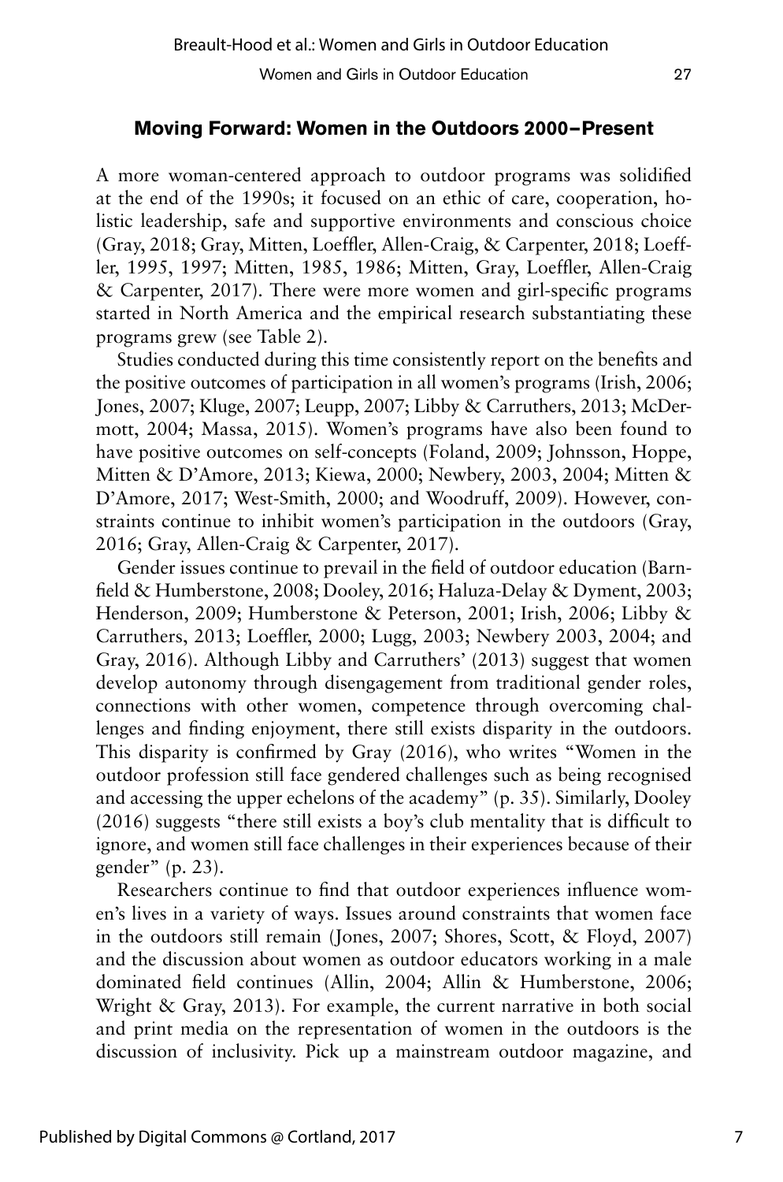## Moving Forward: Women in the Outdoors 2000–Present

A more woman-centered approach to outdoor programs was solidified at the end of the 1990s; it focused on an ethic of care, cooperation, holistic leadership, safe and supportive environments and conscious choice (Gray, 2018; Gray, Mitten, Loeffler, Allen-Craig, & Carpenter, 2018; Loeffler, 1995, 1997; Mitten, 1985, 1986; Mitten, Gray, Loeffler, Allen-Craig & Carpenter, 2017). There were more women and girl-specific programs started in North America and the empirical research substantiating these programs grew (see Table 2).

Studies conducted during this time consistently report on the benefits and the positive outcomes of participation in all women's programs (Irish, 2006; Jones, 2007; Kluge, 2007; Leupp, 2007; Libby & Carruthers, 2013; McDermott, 2004; Massa, 2015). Women's programs have also been found to have positive outcomes on self-concepts (Foland, 2009; Johnsson, Hoppe, Mitten & D'Amore, 2013; Kiewa, 2000; Newbery, 2003, 2004; Mitten & D'Amore, 2017; West-Smith, 2000; and Woodruff, 2009). However, constraints continue to inhibit women's participation in the outdoors (Gray, 2016; Gray, Allen-Craig & Carpenter, 2017).

Gender issues continue to prevail in the field of outdoor education (Barnfield & Humberstone, 2008; Dooley, 2016; Haluza-Delay & Dyment, 2003; Henderson, 2009; Humberstone & Peterson, 2001; Irish, 2006; Libby & Carruthers, 2013; Loeffler, 2000; Lugg, 2003; Newbery 2003, 2004; and Gray, 2016). Although Libby and Carruthers' (2013) suggest that women develop autonomy through disengagement from traditional gender roles, connections with other women, competence through overcoming challenges and finding enjoyment, there still exists disparity in the outdoors. This disparity is confirmed by Gray (2016), who writes "Women in the outdoor profession still face gendered challenges such as being recognised and accessing the upper echelons of the academy" (p. 35). Similarly, Dooley (2016) suggests "there still exists a boy's club mentality that is difficult to ignore, and women still face challenges in their experiences because of their gender" (p. 23).

Researchers continue to find that outdoor experiences influence women's lives in a variety of ways. Issues around constraints that women face in the outdoors still remain (Jones, 2007; Shores, Scott, & Floyd, 2007) and the discussion about women as outdoor educators working in a male dominated field continues (Allin, 2004; Allin & Humberstone, 2006; Wright & Gray, 2013). For example, the current narrative in both social and print media on the representation of women in the outdoors is the discussion of inclusivity. Pick up a mainstream outdoor magazine, and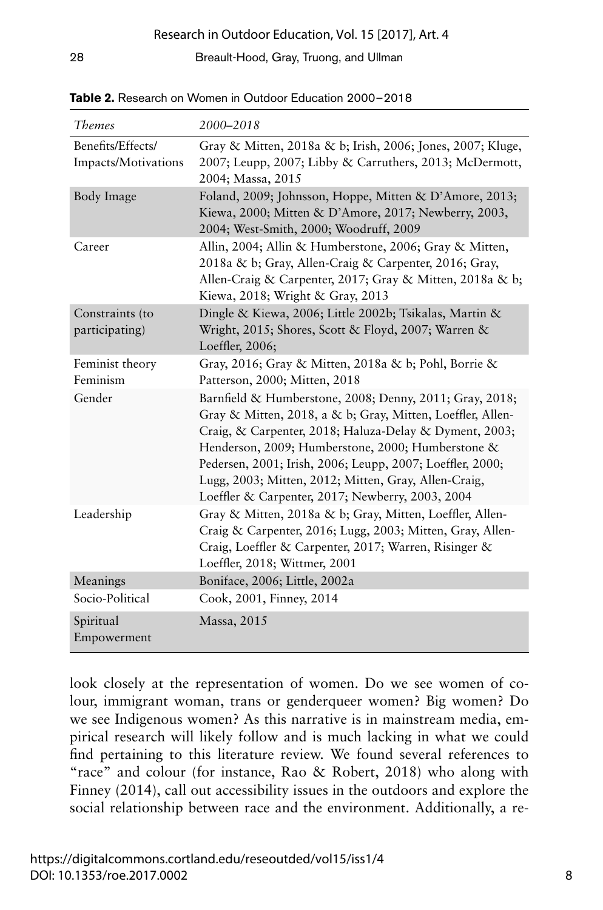**Table 2.** Research on Women in Outdoor Education 2000–2018

| *Themes* | *2000–2018* |
|---|---|
| Benefits/Effects/ Impacts/Motivations | Gray & Mitten, 2018a & b; Irish, 2006; Jones, 2007; Kluge, 2007; Leupp, 2007; Libby & Carruthers, 2013; McDermott, 2004; Massa, 2015 |
| Body Image | Foland, 2009; Johnsson, Hoppe, Mitten & D'Amore, 2013; Kiewa, 2000; Mitten & D'Amore, 2017; Newberry, 2003, 2004; West-Smith, 2000; Woodruff, 2009 |
| Career | Allin, 2004; Allin & Humberstone, 2006; Gray & Mitten, 2018a & b; Gray, Allen-Craig & Carpenter, 2016; Gray, Allen-Craig & Carpenter, 2017; Gray & Mitten, 2018a & b; Kiewa, 2018; Wright & Gray, 2013 |
| Constraints (to participating) | Dingle & Kiewa, 2006; Little 2002b; Tsikalas, Martin & Wright, 2015; Shores, Scott & Floyd, 2007; Warren & Loeffler, 2006; |
| Feminist theory Feminism | Gray, 2016; Gray & Mitten, 2018a & b; Pohl, Borrie & Patterson, 2000; Mitten, 2018 |
| Gender | Barnfield & Humberstone, 2008; Denny, 2011; Gray, 2018; Gray & Mitten, 2018, a & b; Gray, Mitten, Loeffler, Allen-Craig, & Carpenter, 2018; Haluza-Delay & Dyment, 2003; Henderson, 2009; Humberstone, 2000; Humberstone & Pedersen, 2001; Irish, 2006; Leupp, 2007; Loeffler, 2000; Lugg, 2003; Mitten, 2012; Mitten, Gray, Allen-Craig, Loeffler & Carpenter, 2017; Newberry, 2003, 2004 |
| Leadership | Gray & Mitten, 2018a & b; Gray, Mitten, Loeffler, Allen-Craig & Carpenter, 2016; Lugg, 2003; Mitten, Gray, Allen-Craig, Loeffler & Carpenter, 2017; Warren, Risinger & Loeffler, 2018; Wittmer, 2001 |
| Meanings | Boniface, 2006; Little, 2002a |
| Socio-Political | Cook, 2001, Finney, 2014 |
| Spiritual Empowerment | Massa, 2015 |

look closely at the representation of women. Do we see women of colour, immigrant woman, trans or genderqueer women? Big women? Do we see Indigenous women? As this narrative is in mainstream media, empirical research will likely follow and is much lacking in what we could find pertaining to this literature review. We found several references to "race" and colour (for instance, Rao & Robert, 2018) who along with Finney (2014), call out accessibility issues in the outdoors and explore the social relationship between race and the environment. Additionally, a re-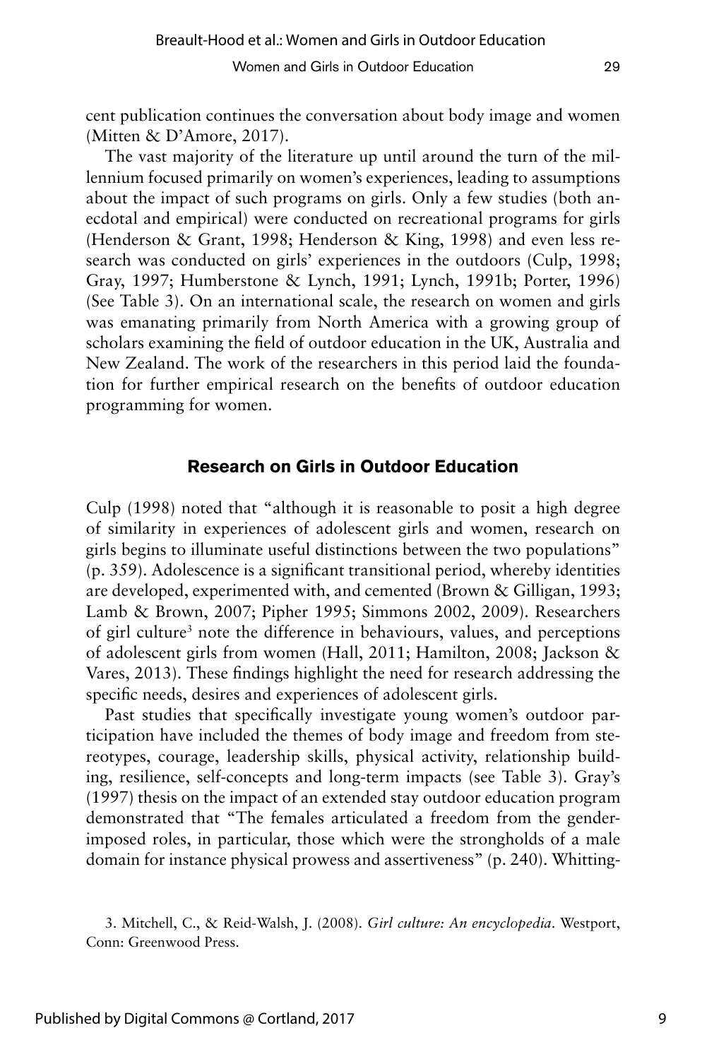cent publication continues the conversation about body image and women (Mitten & D'Amore, 2017).

The vast majority of the literature up until around the turn of the millennium focused primarily on women's experiences, leading to assumptions about the impact of such programs on girls. Only a few studies (both anecdotal and empirical) were conducted on recreational programs for girls (Henderson & Grant, 1998; Henderson & King, 1998) and even less research was conducted on girls' experiences in the outdoors (Culp, 1998; Gray, 1997; Humberstone & Lynch, 1991; Lynch, 1991b; Porter, 1996) (See Table 3). On an international scale, the research on women and girls was emanating primarily from North America with a growing group of scholars examining the field of outdoor education in the UK, Australia and New Zealand. The work of the researchers in this period laid the foundation for further empirical research on the benefits of outdoor education programming for women.

## Research on Girls in Outdoor Education

Culp (1998) noted that "although it is reasonable to posit a high degree of similarity in experiences of adolescent girls and women, research on girls begins to illuminate useful distinctions between the two populations" (p. 359). Adolescence is a significant transitional period, whereby identities are developed, experimented with, and cemented (Brown & Gilligan, 1993; Lamb & Brown, 2007; Pipher 1995; Simmons 2002, 2009). Researchers of girl culture[3] note the difference in behaviours, values, and perceptions of adolescent girls from women (Hall, 2011; Hamilton, 2008; Jackson & Vares, 2013). These findings highlight the need for research addressing the specific needs, desires and experiences of adolescent girls.

Past studies that specifically investigate young women's outdoor participation have included the themes of body image and freedom from stereotypes, courage, leadership skills, physical activity, relationship building, resilience, self-concepts and long-term impacts (see Table 3). Gray's (1997) thesis on the impact of an extended stay outdoor education program demonstrated that "The females articulated a freedom from the gender-imposed roles, in particular, those which were the strongholds of a male domain for instance physical prowess and assertiveness" (p. 240). Whitting-

3. Mitchell, C., & Reid-Walsh, J. (2008). *Girl culture: An encyclopedia*. Westport, Conn: Greenwood Press.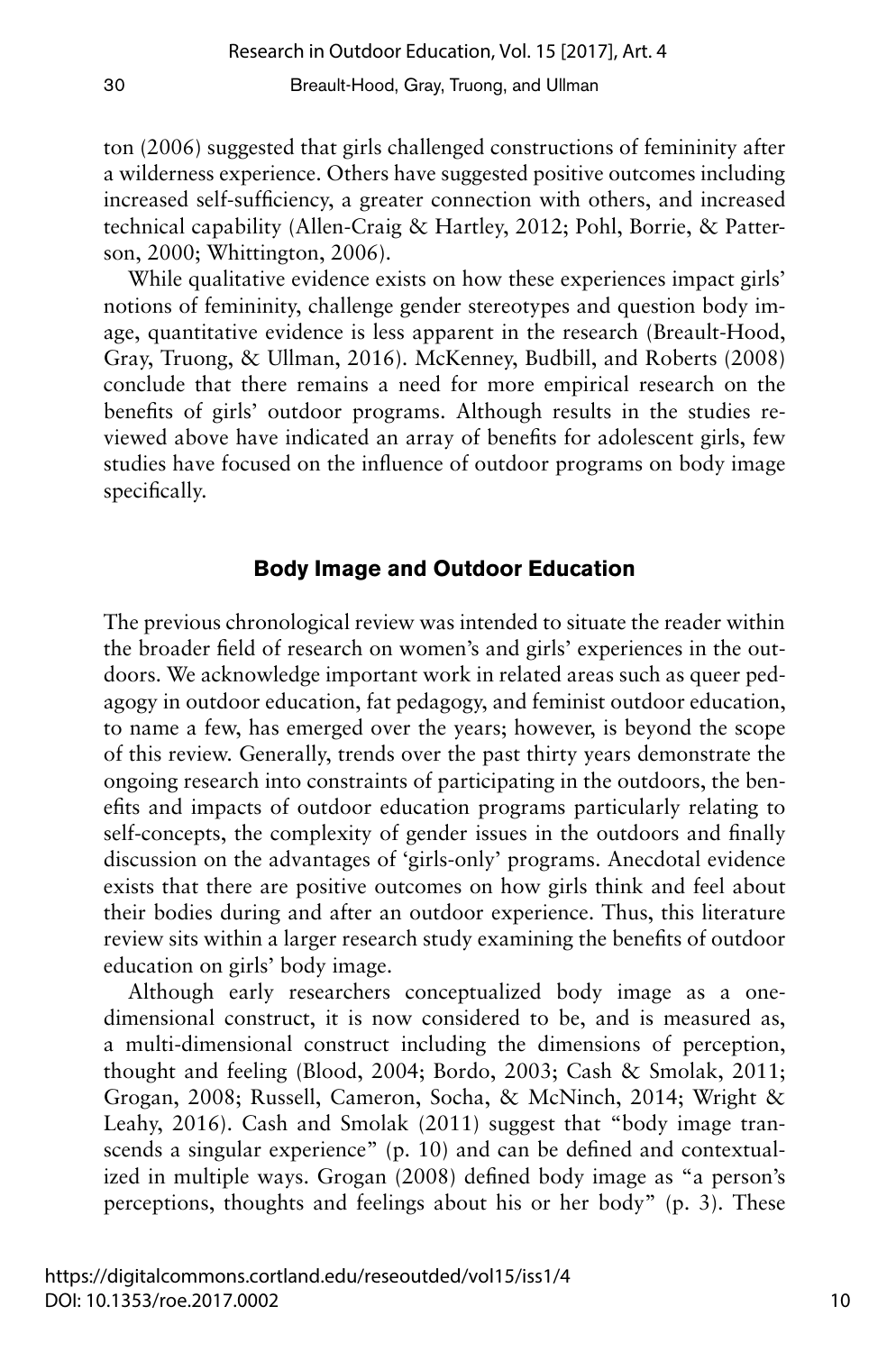ton (2006) suggested that girls challenged constructions of femininity after a wilderness experience. Others have suggested positive outcomes including increased self-sufficiency, a greater connection with others, and increased technical capability (Allen-Craig & Hartley, 2012; Pohl, Borrie, & Patterson, 2000; Whittington, 2006).

While qualitative evidence exists on how these experiences impact girls' notions of femininity, challenge gender stereotypes and question body image, quantitative evidence is less apparent in the research (Breault-Hood, Gray, Truong, & Ullman, 2016). McKenney, Budbill, and Roberts (2008) conclude that there remains a need for more empirical research on the benefits of girls' outdoor programs. Although results in the studies reviewed above have indicated an array of benefits for adolescent girls, few studies have focused on the influence of outdoor programs on body image specifically.

## Body Image and Outdoor Education

The previous chronological review was intended to situate the reader within the broader field of research on women's and girls' experiences in the outdoors. We acknowledge important work in related areas such as queer pedagogy in outdoor education, fat pedagogy, and feminist outdoor education, to name a few, has emerged over the years; however, is beyond the scope of this review. Generally, trends over the past thirty years demonstrate the ongoing research into constraints of participating in the outdoors, the benefits and impacts of outdoor education programs particularly relating to self-concepts, the complexity of gender issues in the outdoors and finally discussion on the advantages of 'girls-only' programs. Anecdotal evidence exists that there are positive outcomes on how girls think and feel about their bodies during and after an outdoor experience. Thus, this literature review sits within a larger research study examining the benefits of outdoor education on girls' body image.

Although early researchers conceptualized body image as a one-dimensional construct, it is now considered to be, and is measured as, a multi-dimensional construct including the dimensions of perception, thought and feeling (Blood, 2004; Bordo, 2003; Cash & Smolak, 2011; Grogan, 2008; Russell, Cameron, Socha, & McNinch, 2014; Wright & Leahy, 2016). Cash and Smolak (2011) suggest that "body image transcends a singular experience" (p. 10) and can be defined and contextualized in multiple ways. Grogan (2008) defined body image as "a person's perceptions, thoughts and feelings about his or her body" (p. 3). These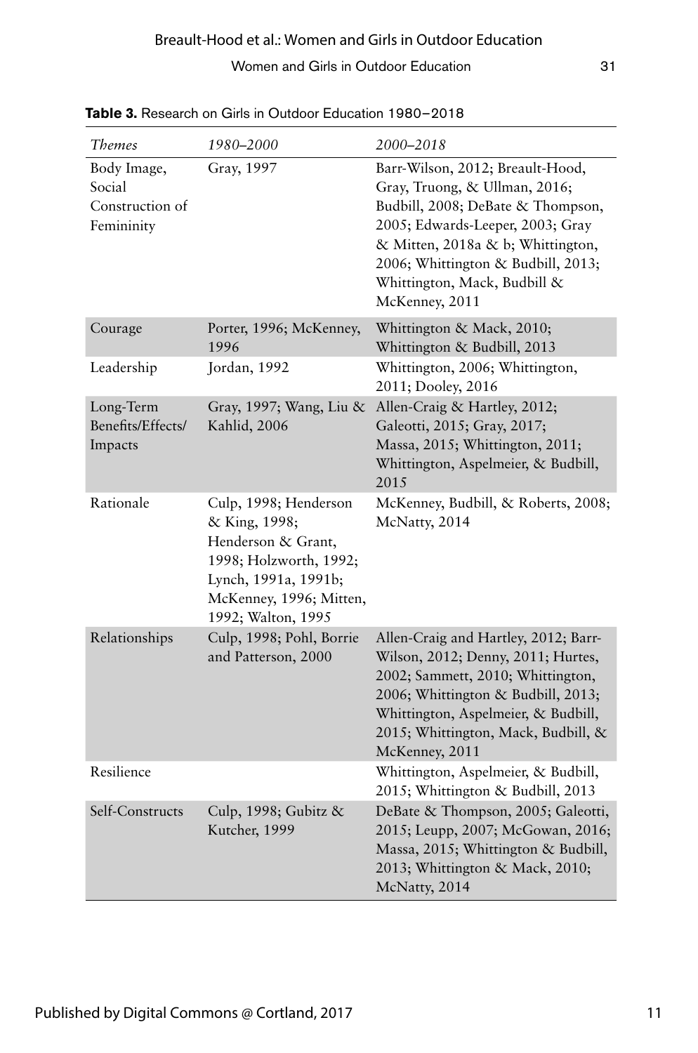**Table 3.** Research on Girls in Outdoor Education 1980–2018

| *Themes* | *1980–2000* | *2000–2018* |
|---|---|---|
| Body Image, Social Construction of Femininity | Gray, 1997 | Barr-Wilson, 2012; Breault-Hood, Gray, Truong, & Ullman, 2016; Budbill, 2008; DeBate & Thompson, 2005; Edwards-Leeper, 2003; Gray & Mitten, 2018a & b; Whittington, 2006; Whittington & Budbill, 2013; Whittington, Mack, Budbill & McKenney, 2011 |
| Courage | Porter, 1996; McKenney, 1996 | Whittington & Mack, 2010; Whittington & Budbill, 2013 |
| Leadership | Jordan, 1992 | Whittington, 2006; Whittington, 2011; Dooley, 2016 |
| Long-Term Benefits/Effects/ Impacts | Gray, 1997; Wang, Liu & Kahlid, 2006 | Allen-Craig & Hartley, 2012; Galeotti, 2015; Gray, 2017; Massa, 2015; Whittington, 2011; Whittington, Aspelmeier, & Budbill, 2015 |
| Rationale | Culp, 1998; Henderson & King, 1998; Henderson & Grant, 1998; Holzworth, 1992; Lynch, 1991a, 1991b; McKenney, 1996; Mitten, 1992; Walton, 1995 | McKenney, Budbill, & Roberts, 2008; McNatty, 2014 |
| Relationships | Culp, 1998; Pohl, Borrie and Patterson, 2000 | Allen-Craig and Hartley, 2012; Barr-Wilson, 2012; Denny, 2011; Hurtes, 2002; Sammett, 2010; Whittington, 2006; Whittington & Budbill, 2013; Whittington, Aspelmeier, & Budbill, 2015; Whittington, Mack, Budbill, & McKenney, 2011 |
| Resilience | | Whittington, Aspelmeier, & Budbill, 2015; Whittington & Budbill, 2013 |
| Self-Constructs | Culp, 1998; Gubitz & Kutcher, 1999 | DeBate & Thompson, 2005; Galeotti, 2015; Leupp, 2007; McGowan, 2016; Massa, 2015; Whittington & Budbill, 2013; Whittington & Mack, 2010; McNatty, 2014 |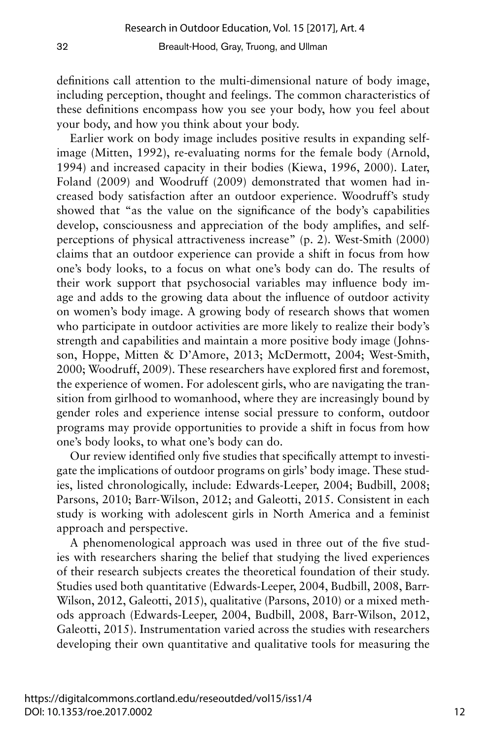definitions call attention to the multi-dimensional nature of body image, including perception, thought and feelings. The common characteristics of these definitions encompass how you see your body, how you feel about your body, and how you think about your body.

Earlier work on body image includes positive results in expanding self-image (Mitten, 1992), re-evaluating norms for the female body (Arnold, 1994) and increased capacity in their bodies (Kiewa, 1996, 2000). Later, Foland (2009) and Woodruff (2009) demonstrated that women had increased body satisfaction after an outdoor experience. Woodruff's study showed that "as the value on the significance of the body's capabilities develop, consciousness and appreciation of the body amplifies, and self-perceptions of physical attractiveness increase" (p. 2). West-Smith (2000) claims that an outdoor experience can provide a shift in focus from how one's body looks, to a focus on what one's body can do. The results of their work support that psychosocial variables may influence body image and adds to the growing data about the influence of outdoor activity on women's body image. A growing body of research shows that women who participate in outdoor activities are more likely to realize their body's strength and capabilities and maintain a more positive body image (Johnsson, Hoppe, Mitten & D'Amore, 2013; McDermott, 2004; West-Smith, 2000; Woodruff, 2009). These researchers have explored first and foremost, the experience of women. For adolescent girls, who are navigating the transition from girlhood to womanhood, where they are increasingly bound by gender roles and experience intense social pressure to conform, outdoor programs may provide opportunities to provide a shift in focus from how one's body looks, to what one's body can do.

Our review identified only five studies that specifically attempt to investigate the implications of outdoor programs on girls' body image. These studies, listed chronologically, include: Edwards-Leeper, 2004; Budbill, 2008; Parsons, 2010; Barr-Wilson, 2012; and Galeotti, 2015. Consistent in each study is working with adolescent girls in North America and a feminist approach and perspective.

A phenomenological approach was used in three out of the five studies with researchers sharing the belief that studying the lived experiences of their research subjects creates the theoretical foundation of their study. Studies used both quantitative (Edwards-Leeper, 2004, Budbill, 2008, Barr-Wilson, 2012, Galeotti, 2015), qualitative (Parsons, 2010) or a mixed methods approach (Edwards-Leeper, 2004, Budbill, 2008, Barr-Wilson, 2012, Galeotti, 2015). Instrumentation varied across the studies with researchers developing their own quantitative and qualitative tools for measuring the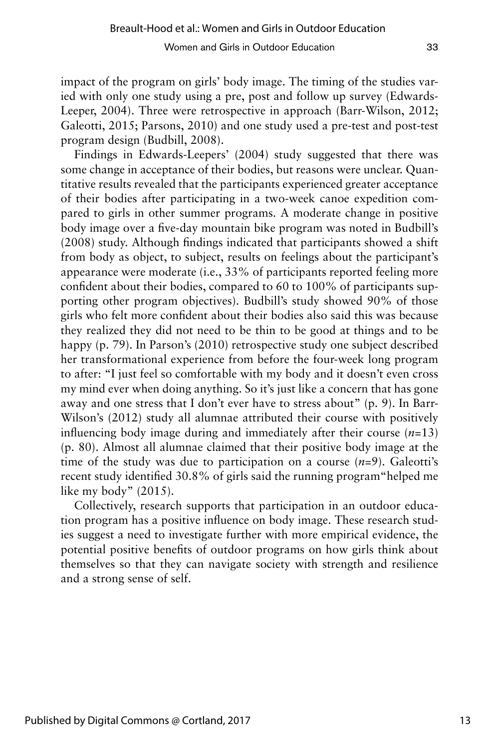impact of the program on girls' body image. The timing of the studies varied with only one study using a pre, post and follow up survey (Edwards-Leeper, 2004). Three were retrospective in approach (Barr-Wilson, 2012; Galeotti, 2015; Parsons, 2010) and one study used a pre-test and post-test program design (Budbill, 2008).

Findings in Edwards-Leepers' (2004) study suggested that there was some change in acceptance of their bodies, but reasons were unclear. Quantitative results revealed that the participants experienced greater acceptance of their bodies after participating in a two-week canoe expedition compared to girls in other summer programs. A moderate change in positive body image over a five-day mountain bike program was noted in Budbill's (2008) study. Although findings indicated that participants showed a shift from body as object, to subject, results on feelings about the participant's appearance were moderate (i.e., 33% of participants reported feeling more confident about their bodies, compared to 60 to 100% of participants supporting other program objectives). Budbill's study showed 90% of those girls who felt more confident about their bodies also said this was because they realized they did not need to be thin to be good at things and to be happy (p. 79). In Parson's (2010) retrospective study one subject described her transformational experience from before the four-week long program to after: "I just feel so comfortable with my body and it doesn't even cross my mind ever when doing anything. So it's just like a concern that has gone away and one stress that I don't ever have to stress about" (p. 9). In Barr-Wilson's (2012) study all alumnae attributed their course with positively influencing body image during and immediately after their course ($n$=13) (p. 80). Almost all alumnae claimed that their positive body image at the time of the study was due to participation on a course ($n$=9). Galeotti's recent study identified 30.8% of girls said the running program"helped me like my body" (2015).

Collectively, research supports that participation in an outdoor education program has a positive influence on body image. These research studies suggest a need to investigate further with more empirical evidence, the potential positive benefits of outdoor programs on how girls think about themselves so that they can navigate society with strength and resilience and a strong sense of self.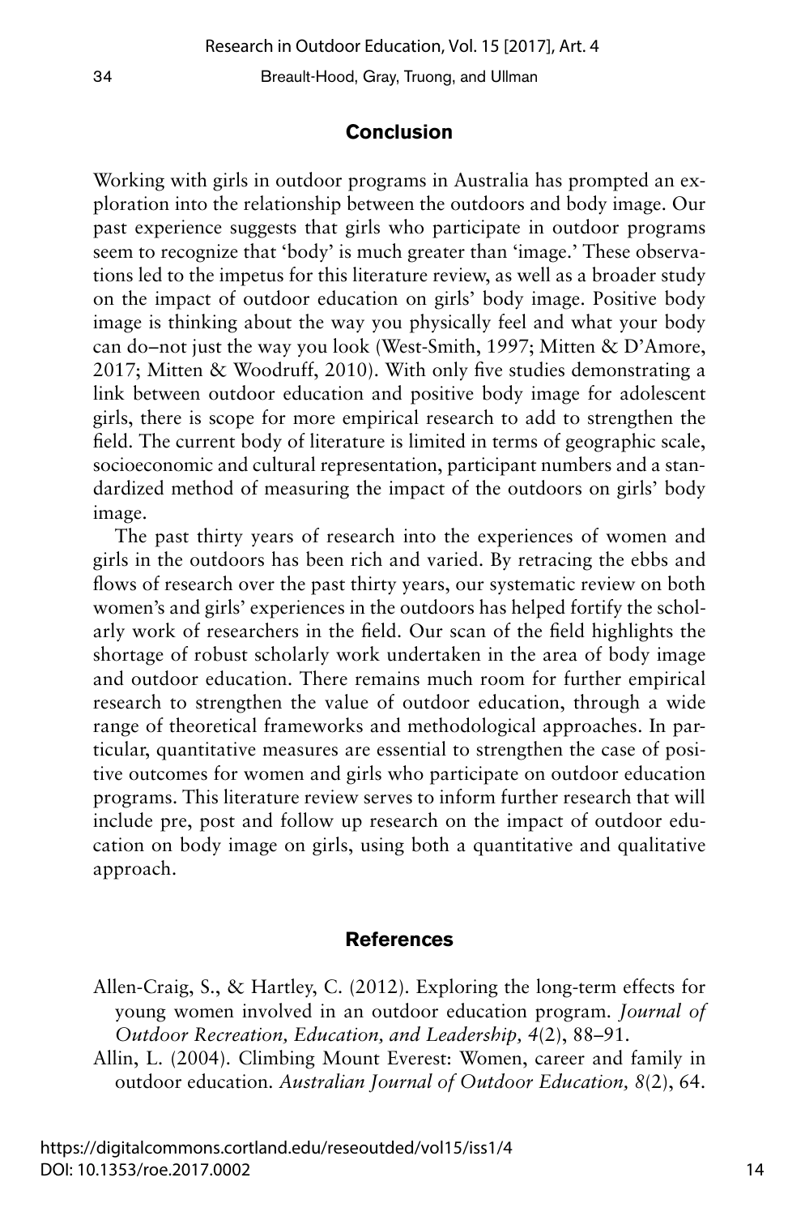## Conclusion

Working with girls in outdoor programs in Australia has prompted an exploration into the relationship between the outdoors and body image. Our past experience suggests that girls who participate in outdoor programs seem to recognize that 'body' is much greater than 'image.' These observations led to the impetus for this literature review, as well as a broader study on the impact of outdoor education on girls' body image. Positive body image is thinking about the way you physically feel and what your body can do–not just the way you look (West-Smith, 1997; Mitten & D'Amore, 2017; Mitten & Woodruff, 2010). With only five studies demonstrating a link between outdoor education and positive body image for adolescent girls, there is scope for more empirical research to add to strengthen the field. The current body of literature is limited in terms of geographic scale, socioeconomic and cultural representation, participant numbers and a standardized method of measuring the impact of the outdoors on girls' body image.

The past thirty years of research into the experiences of women and girls in the outdoors has been rich and varied. By retracing the ebbs and flows of research over the past thirty years, our systematic review on both women's and girls' experiences in the outdoors has helped fortify the scholarly work of researchers in the field. Our scan of the field highlights the shortage of robust scholarly work undertaken in the area of body image and outdoor education. There remains much room for further empirical research to strengthen the value of outdoor education, through a wide range of theoretical frameworks and methodological approaches. In particular, quantitative measures are essential to strengthen the case of positive outcomes for women and girls who participate on outdoor education programs. This literature review serves to inform further research that will include pre, post and follow up research on the impact of outdoor education on body image on girls, using both a quantitative and qualitative approach.

## References

Allen-Craig, S., & Hartley, C. (2012). Exploring the long-term effects for young women involved in an outdoor education program. *Journal of Outdoor Recreation, Education, and Leadership, 4*(2), 88–91.

Allin, L. (2004). Climbing Mount Everest: Women, career and family in outdoor education. *Australian Journal of Outdoor Education, 8*(2), 64.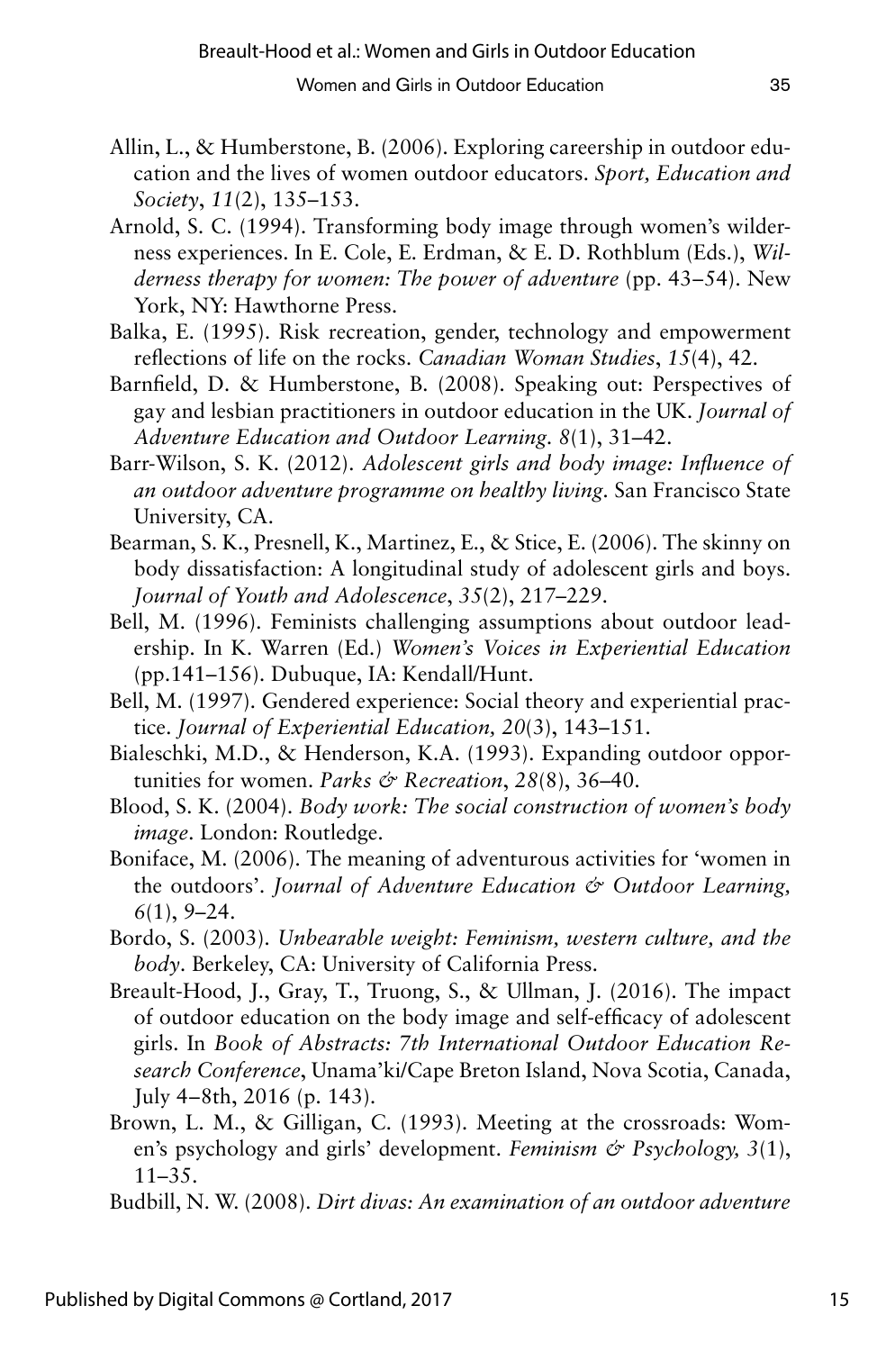Allin, L., & Humberstone, B. (2006). Exploring careership in outdoor education and the lives of women outdoor educators. *Sport, Education and Society*, *11*(2), 135–153.

Arnold, S. C. (1994). Transforming body image through women's wilderness experiences. In E. Cole, E. Erdman, & E. D. Rothblum (Eds.), *Wilderness therapy for women: The power of adventure* (pp. 43–54). New York, NY: Hawthorne Press.

Balka, E. (1995). Risk recreation, gender, technology and empowerment reflections of life on the rocks. *Canadian Woman Studies*, *15*(4), 42.

Barnfield, D. & Humberstone, B. (2008). Speaking out: Perspectives of gay and lesbian practitioners in outdoor education in the UK. *Journal of Adventure Education and Outdoor Learning. 8*(1), 31–42.

Barr-Wilson, S. K. (2012). *Adolescent girls and body image: Influence of an outdoor adventure programme on healthy living.* San Francisco State University, CA.

Bearman, S. K., Presnell, K., Martinez, E., & Stice, E. (2006). The skinny on body dissatisfaction: A longitudinal study of adolescent girls and boys. *Journal of Youth and Adolescence*, *35*(2), 217–229.

Bell, M. (1996). Feminists challenging assumptions about outdoor leadership. In K. Warren (Ed.) *Women's Voices in Experiential Education* (pp.141–156). Dubuque, IA: Kendall/Hunt.

Bell, M. (1997). Gendered experience: Social theory and experiential practice. *Journal of Experiential Education, 20*(3), 143–151.

Bialeschki, M.D., & Henderson, K.A. (1993). Expanding outdoor opportunities for women. *Parks & Recreation*, *28*(8), 36–40.

Blood, S. K. (2004). *Body work: The social construction of women's body image*. London: Routledge.

Boniface, M. (2006). The meaning of adventurous activities for 'women in the outdoors'. *Journal of Adventure Education & Outdoor Learning, 6*(1), 9–24.

Bordo, S. (2003). *Unbearable weight: Feminism, western culture, and the body*. Berkeley, CA: University of California Press.

Breault-Hood, J., Gray, T., Truong, S., & Ullman, J. (2016). The impact of outdoor education on the body image and self-efficacy of adolescent girls. In *Book of Abstracts: 7th International Outdoor Education Research Conference*, Unama'ki/Cape Breton Island, Nova Scotia, Canada, July 4–8th, 2016 (p. 143).

Brown, L. M., & Gilligan, C. (1993). Meeting at the crossroads: Women's psychology and girls' development. *Feminism & Psychology, 3*(1), 11–35.

Budbill, N. W. (2008). *Dirt divas: An examination of an outdoor adventure*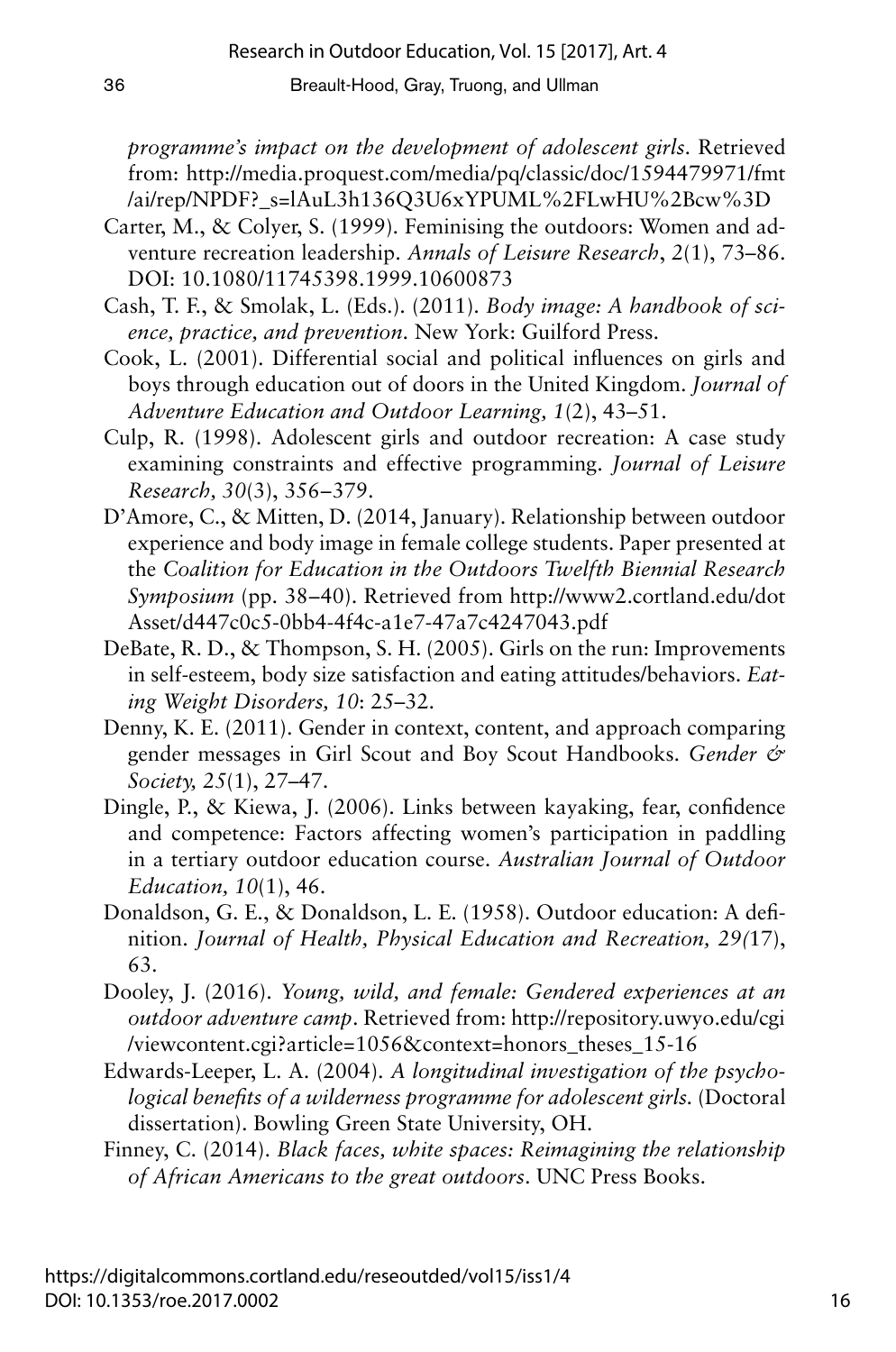*programme's impact on the development of adolescent girls*. Retrieved from: http://media.proquest.com/media/pq/classic/doc/1594479971/fmt/ai/rep/NPDF?_s=lAuL3h136Q3U6xYPUML%2FLwHU%2Bcw%3D

Carter, M., & Colyer, S. (1999). Feminising the outdoors: Women and adventure recreation leadership. *Annals of Leisure Research*, *2*(1), 73–86. DOI: 10.1080/11745398.1999.10600873

Cash, T. F., & Smolak, L. (Eds.). (2011). *Body image: A handbook of science, practice, and prevention*. New York: Guilford Press.

Cook, L. (2001). Differential social and political influences on girls and boys through education out of doors in the United Kingdom. *Journal of Adventure Education and Outdoor Learning, 1*(2), 43–51.

Culp, R. (1998). Adolescent girls and outdoor recreation: A case study examining constraints and effective programming. *Journal of Leisure Research, 30*(3), 356–379.

D'Amore, C., & Mitten, D. (2014, January). Relationship between outdoor experience and body image in female college students. Paper presented at the *Coalition for Education in the Outdoors Twelfth Biennial Research Symposium* (pp. 38–40). Retrieved from http://www2.cortland.edu/dotAsset/d447c0c5-0bb4-4f4c-a1e7-47a7c4247043.pdf

DeBate, R. D., & Thompson, S. H. (2005). Girls on the run: Improvements in self-esteem, body size satisfaction and eating attitudes/behaviors. *Eating Weight Disorders, 10*: 25–32.

Denny, K. E. (2011). Gender in context, content, and approach comparing gender messages in Girl Scout and Boy Scout Handbooks. *Gender & Society, 25*(1), 27–47.

Dingle, P., & Kiewa, J. (2006). Links between kayaking, fear, confidence and competence: Factors affecting women's participation in paddling in a tertiary outdoor education course. *Australian Journal of Outdoor Education, 10*(1), 46.

Donaldson, G. E., & Donaldson, L. E. (1958). Outdoor education: A definition. *Journal of Health, Physical Education and Recreation, 29(*17), 63.

Dooley, J. (2016). *Young, wild, and female: Gendered experiences at an outdoor adventure camp*. Retrieved from: http://repository.uwyo.edu/cgi/viewcontent.cgi?article=1056&context=honors_theses_15-16

Edwards-Leeper, L. A. (2004). *A longitudinal investigation of the psychological benefits of a wilderness programme for adolescent girls*. (Doctoral dissertation). Bowling Green State University, OH.

Finney, C. (2014). *Black faces, white spaces: Reimagining the relationship of African Americans to the great outdoors*. UNC Press Books.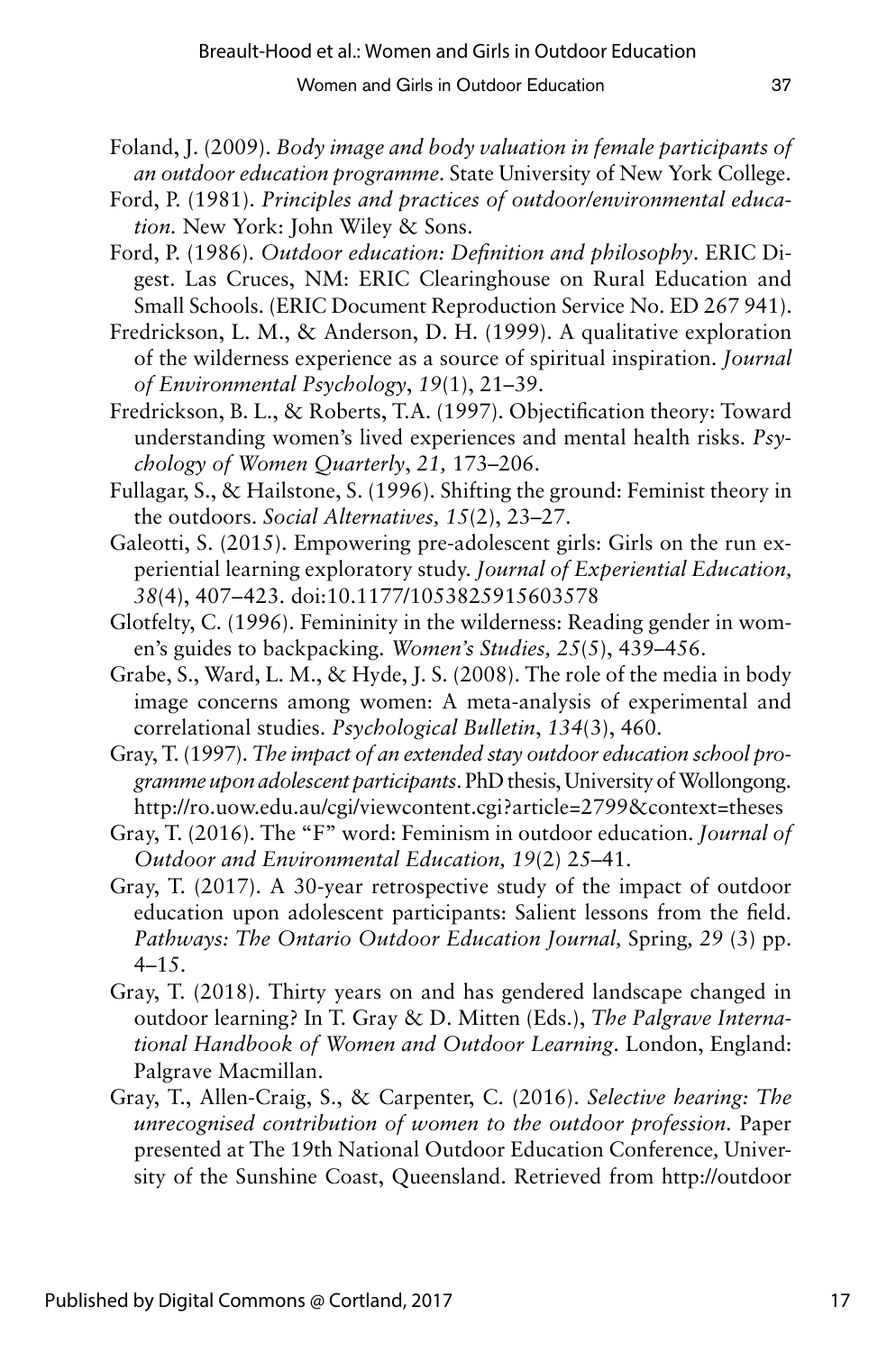Foland, J. (2009). *Body image and body valuation in female participants of an outdoor education programme*. State University of New York College.

Ford, P. (1981). *Principles and practices of outdoor/environmental education.* New York: John Wiley & Sons.

Ford, P. (1986). *Outdoor education: Definition and philosophy*. ERIC Digest. Las Cruces, NM: ERIC Clearinghouse on Rural Education and Small Schools. (ERIC Document Reproduction Service No. ED 267 941).

Fredrickson, L. M., & Anderson, D. H. (1999). A qualitative exploration of the wilderness experience as a source of spiritual inspiration. *Journal of Environmental Psychology*, *19*(1), 21–39.

Fredrickson, B. L., & Roberts, T.A. (1997). Objectification theory: Toward understanding women's lived experiences and mental health risks. *Psychology of Women Quarterly*, *21,* 173–206.

Fullagar, S., & Hailstone, S. (1996). Shifting the ground: Feminist theory in the outdoors. *Social Alternatives, 15*(2), 23–27.

Galeotti, S. (2015). Empowering pre-adolescent girls: Girls on the run experiential learning exploratory study. *Journal of Experiential Education, 38*(4), 407–423. doi:10.1177/1053825915603578

Glotfelty, C. (1996). Femininity in the wilderness: Reading gender in women's guides to backpacking. *Women's Studies, 25*(5), 439–456.

Grabe, S., Ward, L. M., & Hyde, J. S. (2008). The role of the media in body image concerns among women: A meta-analysis of experimental and correlational studies. *Psychological Bulletin*, *134*(3), 460.

Gray, T. (1997). *The impact of an extended stay outdoor education school programme upon adolescent participants*. PhD thesis, University of Wollongong. http://ro.uow.edu.au/cgi/viewcontent.cgi?article=2799&context=theses

Gray, T. (2016). The "F" word: Feminism in outdoor education. *Journal of Outdoor and Environmental Education, 19*(2) 25–41.

Gray, T. (2017). A 30-year retrospective study of the impact of outdoor education upon adolescent participants: Salient lessons from the field. *Pathways: The Ontario Outdoor Education Journal,* Spring*, 29* (3) pp. 4–15.

Gray, T. (2018). Thirty years on and has gendered landscape changed in outdoor learning? In T. Gray & D. Mitten (Eds.), *The Palgrave International Handbook of Women and Outdoor Learning*. London, England: Palgrave Macmillan.

Gray, T., Allen-Craig, S., & Carpenter, C. (2016). *Selective hearing: The unrecognised contribution of women to the outdoor profession.* Paper presented at The 19th National Outdoor Education Conference*,* University of the Sunshine Coast, Queensland. Retrieved from http://outdoor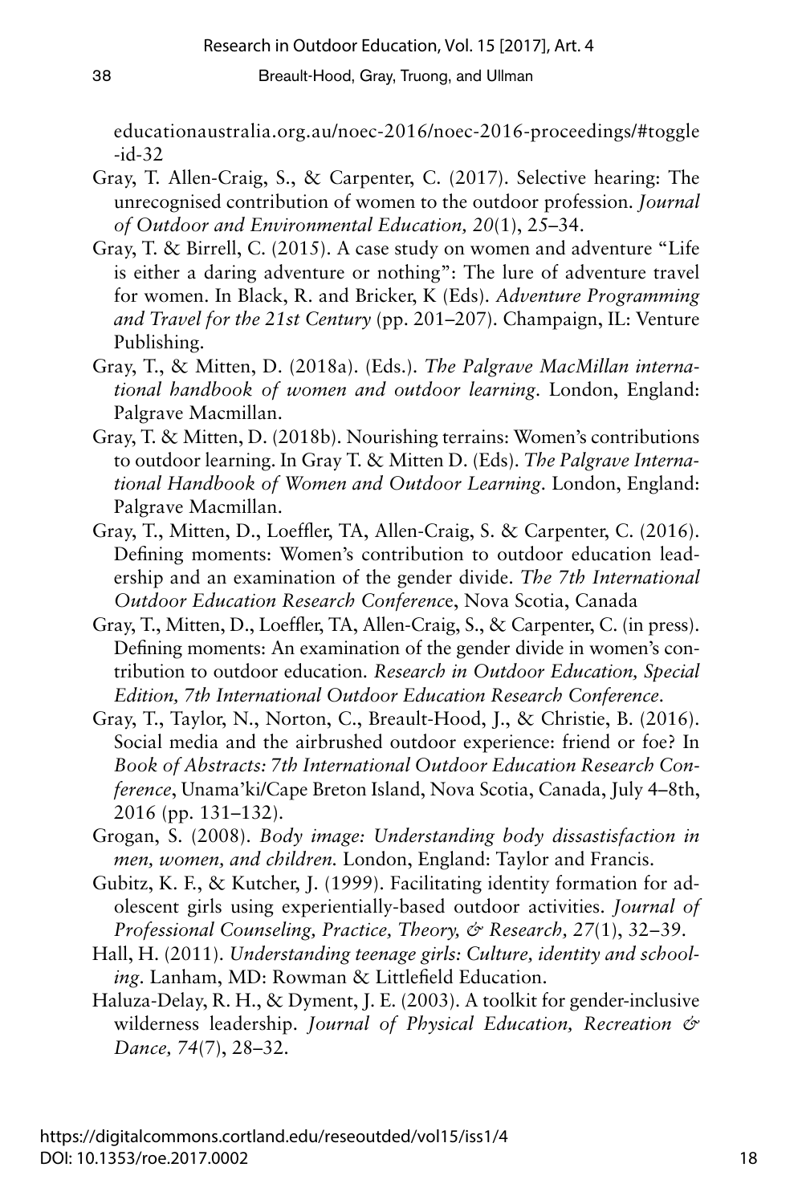educationaustralia.org.au/noec-2016/noec-2016-proceedings/#toggle-id-32

Gray, T. Allen-Craig, S., & Carpenter, C. (2017). Selective hearing: The unrecognised contribution of women to the outdoor profession. *Journal of Outdoor and Environmental Education, 20*(1), 25–34.

Gray, T. & Birrell, C. (2015). A case study on women and adventure "Life is either a daring adventure or nothing": The lure of adventure travel for women. In Black, R. and Bricker, K (Eds). *Adventure Programming and Travel for the 21st Century* (pp. 201–207). Champaign, IL: Venture Publishing.

Gray, T., & Mitten, D. (2018a). (Eds.). *The Palgrave MacMillan international handbook of women and outdoor learning*. London, England: Palgrave Macmillan.

Gray, T. & Mitten, D. (2018b). Nourishing terrains: Women's contributions to outdoor learning. In Gray T. & Mitten D. (Eds). *The Palgrave International Handbook of Women and Outdoor Learning*. London, England: Palgrave Macmillan.

Gray, T., Mitten, D., Loeffler, TA, Allen-Craig, S. & Carpenter, C. (2016). Defining moments: Women's contribution to outdoor education leadership and an examination of the gender divide. *The 7th International Outdoor Education Research Conferenc*e, Nova Scotia, Canada

Gray, T., Mitten, D., Loeffler, TA, Allen-Craig, S., & Carpenter, C. (in press). Defining moments: An examination of the gender divide in women's contribution to outdoor education. *Research in Outdoor Education, Special Edition, 7th International Outdoor Education Research Conference*.

Gray, T., Taylor, N., Norton, C., Breault-Hood, J., & Christie, B. (2016). Social media and the airbrushed outdoor experience: friend or foe? In *Book of Abstracts: 7th International Outdoor Education Research Conference*, Unama'ki/Cape Breton Island, Nova Scotia, Canada, July 4–8th, 2016 (pp. 131–132).

Grogan, S. (2008). *Body image: Understanding body dissatisfaction in men, women, and children.* London, England: Taylor and Francis.

Gubitz, K. F., & Kutcher, J. (1999). Facilitating identity formation for adolescent girls using experientially-based outdoor activities. *Journal of Professional Counseling, Practice, Theory, & Research, 27*(1), 32–39.

Hall, H. (2011). *Understanding teenage girls: Culture, identity and schooling*. Lanham, MD: Rowman & Littlefield Education.

Haluza-Delay, R. H., & Dyment, J. E. (2003). A toolkit for gender-inclusive wilderness leadership. *Journal of Physical Education, Recreation & Dance, 74*(7), 28–32.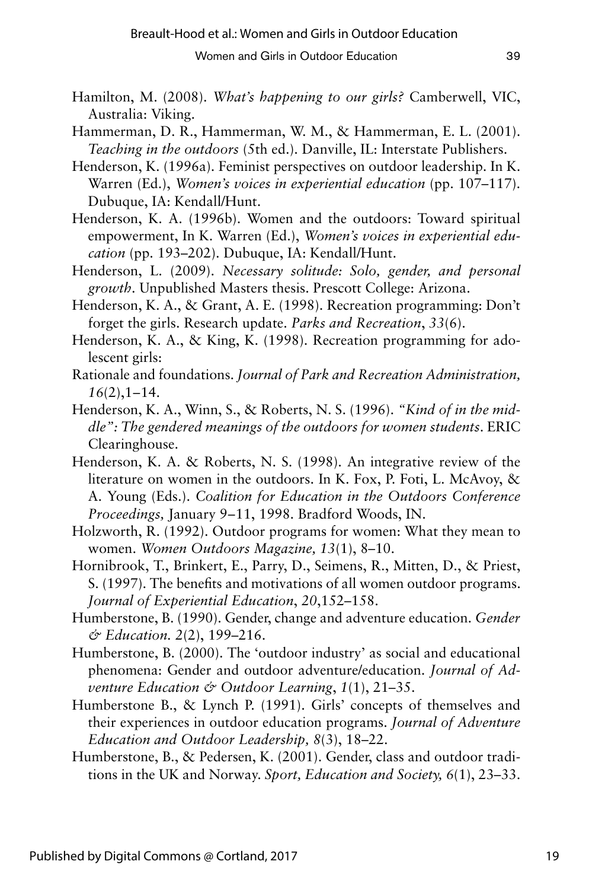Hamilton, M. (2008). *What's happening to our girls?* Camberwell, VIC, Australia: Viking.

Hammerman, D. R., Hammerman, W. M., & Hammerman, E. L. (2001). *Teaching in the outdoors* (5th ed.). Danville, IL: Interstate Publishers.

Henderson, K. (1996a). Feminist perspectives on outdoor leadership. In K. Warren (Ed.), *Women's voices in experiential education* (pp. 107–117). Dubuque, IA: Kendall/Hunt.

Henderson, K. A. (1996b). Women and the outdoors: Toward spiritual empowerment, In K. Warren (Ed.), *Women's voices in experiential education* (pp. 193–202). Dubuque, IA: Kendall/Hunt.

Henderson, L. (2009). *Necessary solitude: Solo, gender, and personal growth*. Unpublished Masters thesis. Prescott College: Arizona.

Henderson, K. A., & Grant, A. E. (1998). Recreation programming: Don't forget the girls. Research update. *Parks and Recreation*, *33*(6).

Henderson, K. A., & King, K. (1998). Recreation programming for adolescent girls:

Rationale and foundations. *Journal of Park and Recreation Administration, 16*(2),1–14.

Henderson, K. A., Winn, S., & Roberts, N. S. (1996). *"Kind of in the middle": The gendered meanings of the outdoors for women students*. ERIC Clearinghouse.

Henderson, K. A. & Roberts, N. S. (1998). An integrative review of the literature on women in the outdoors. In K. Fox, P. Foti, L. McAvoy, & A. Young (Eds.). *Coalition for Education in the Outdoors Conference Proceedings,* January 9–11, 1998. Bradford Woods, IN.

Holzworth, R. (1992). Outdoor programs for women: What they mean to women. *Women Outdoors Magazine, 13*(1), 8–10.

Hornibrook, T., Brinkert, E., Parry, D., Seimens, R., Mitten, D., & Priest, S. (1997). The benefits and motivations of all women outdoor programs. *Journal of Experiential Education*, *20*,152–158.

Humberstone, B. (1990). Gender, change and adventure education. *Gender & Education. 2*(2), 199–216.

Humberstone, B. (2000). The 'outdoor industry' as social and educational phenomena: Gender and outdoor adventure/education. *Journal of Adventure Education & Outdoor Learning*, *1*(1), 21–35.

Humberstone B., & Lynch P. (1991). Girls' concepts of themselves and their experiences in outdoor education programs. *Journal of Adventure Education and Outdoor Leadership, 8*(3), 18–22.

Humberstone, B., & Pedersen, K. (2001). Gender, class and outdoor traditions in the UK and Norway. *Sport, Education and Society, 6*(1), 23–33.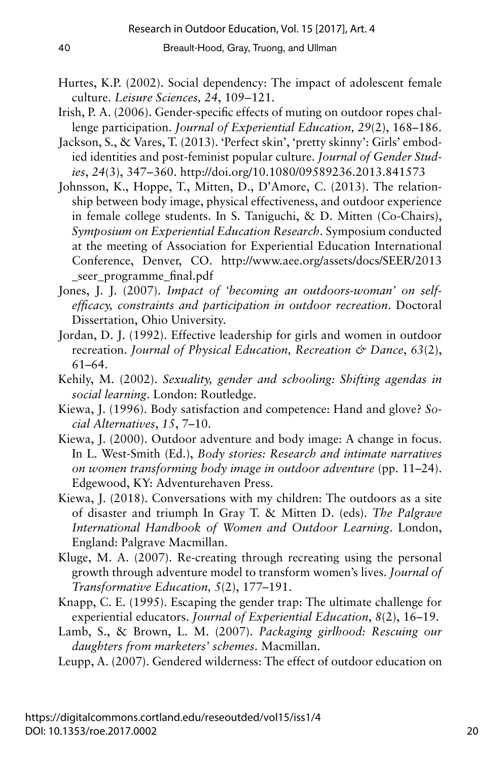Hurtes, K.P. (2002). Social dependency: The impact of adolescent female culture. *Leisure Sciences, 24*, 109–121.

Irish, P. A. (2006). Gender-specific effects of muting on outdoor ropes challenge participation. *Journal of Experiential Education, 29*(2), 168–186.

Jackson, S., & Vares, T. (2013). 'Perfect skin', 'pretty skinny': Girls' embodied identities and post-feminist popular culture. *Journal of Gender Studies*, *24*(3), 347–360. http://doi.org/10.1080/09589236.2013.841573

Johnsson, K., Hoppe, T., Mitten, D., D'Amore, C. (2013). The relationship between body image, physical effectiveness, and outdoor experience in female college students. In S. Taniguchi, & D. Mitten (Co-Chairs), *Symposium on Experiential Education Research*. Symposium conducted at the meeting of Association for Experiential Education International Conference, Denver, CO. http://www.aee.org/assets/docs/SEER/2013_seer_programme_final.pdf

Jones, J. J. (2007). *Impact of 'becoming an outdoors-woman' on self-efficacy, constraints and participation in outdoor recreation*. Doctoral Dissertation, Ohio University.

Jordan, D. J. (1992). Effective leadership for girls and women in outdoor recreation. *Journal of Physical Education, Recreation & Dance*, *63*(2), 61–64.

Kehily, M. (2002). *Sexuality, gender and schooling: Shifting agendas in social learning*. London: Routledge.

Kiewa, J. (1996). Body satisfaction and competence: Hand and glove? *Social Alternatives*, *15*, 7–10.

Kiewa, J. (2000). Outdoor adventure and body image: A change in focus. In L. West-Smith (Ed.), *Body stories: Research and intimate narratives on women transforming body image in outdoor adventure* (pp. 11–24). Edgewood, KY: Adventurehaven Press.

Kiewa, J. (2018). Conversations with my children: The outdoors as a site of disaster and triumph In Gray T. & Mitten D. (eds). *The Palgrave International Handbook of Women and Outdoor Learning*. London, England: Palgrave Macmillan.

Kluge, M. A. (2007). Re-creating through recreating using the personal growth through adventure model to transform women's lives. *Journal of Transformative Education, 5*(2), 177–191.

Knapp, C. E. (1995). Escaping the gender trap: The ultimate challenge for experiential educators. *Journal of Experiential Education*, *8*(2), 16–19.

Lamb, S., & Brown, L. M. (2007). *Packaging girlhood: Rescuing our daughters from marketers' schemes*. Macmillan.

Leupp, A. (2007). Gendered wilderness: The effect of outdoor education on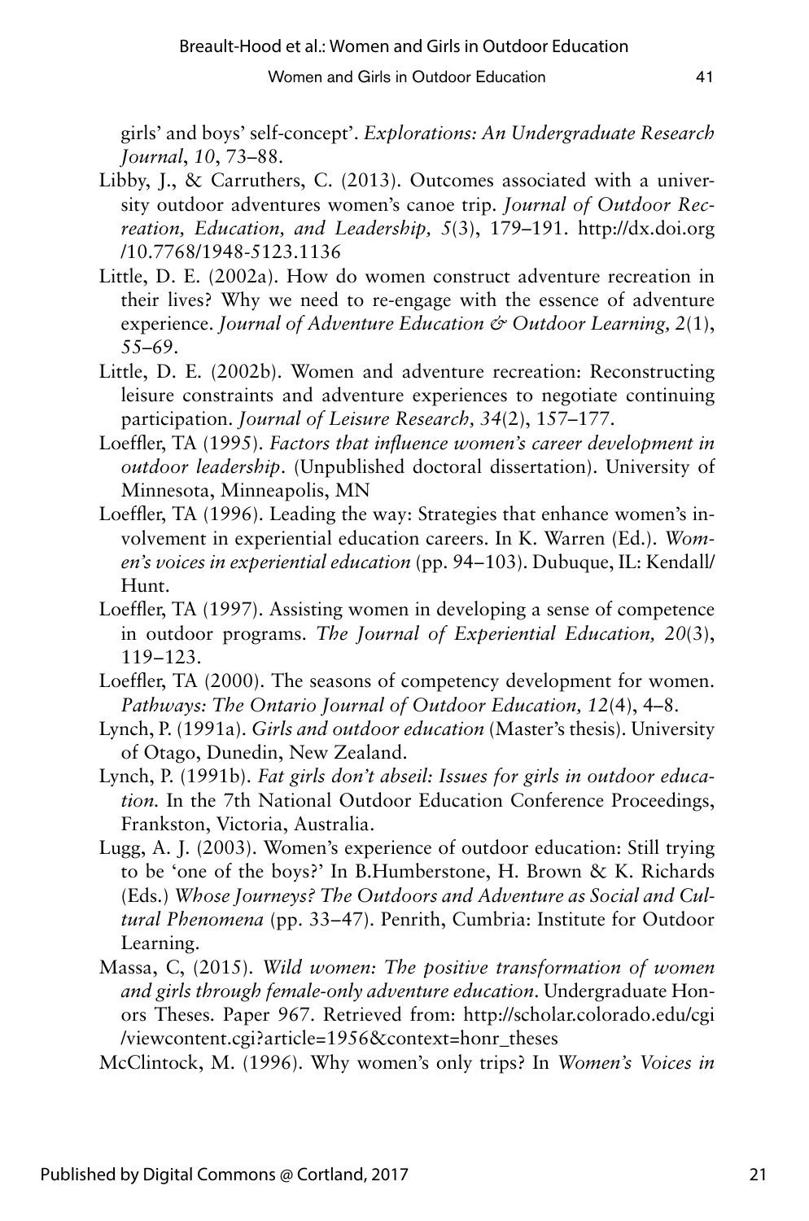girls' and boys' self-concept'. *Explorations: An Undergraduate Research Journal*, *10*, 73–88.

Libby, J., & Carruthers, C. (2013). Outcomes associated with a university outdoor adventures women's canoe trip. *Journal of Outdoor Recreation, Education, and Leadership, 5*(3), 179–191. http://dx.doi.org/10.7768/1948-5123.1136

Little, D. E. (2002a). How do women construct adventure recreation in their lives? Why we need to re-engage with the essence of adventure experience. *Journal of Adventure Education & Outdoor Learning, 2*(1), 55–69.

Little, D. E. (2002b). Women and adventure recreation: Reconstructing leisure constraints and adventure experiences to negotiate continuing participation. *Journal of Leisure Research, 34*(2), 157–177.

Loeffler, TA (1995). *Factors that influence women's career development in outdoor leadership*. (Unpublished doctoral dissertation). University of Minnesota, Minneapolis, MN

Loeffler, TA (1996). Leading the way: Strategies that enhance women's involvement in experiential education careers. In K. Warren (Ed.). *Women's voices in experiential education* (pp. 94–103). Dubuque, IL: Kendall/Hunt.

Loeffler, TA (1997). Assisting women in developing a sense of competence in outdoor programs. *The Journal of Experiential Education, 20*(3), 119–123.

Loeffler, TA (2000). The seasons of competency development for women. *Pathways: The Ontario Journal of Outdoor Education, 12*(4), 4–8.

Lynch, P. (1991a). *Girls and outdoor education* (Master's thesis). University of Otago, Dunedin, New Zealand.

Lynch, P. (1991b). *Fat girls don't abseil: Issues for girls in outdoor education.* In the 7th National Outdoor Education Conference Proceedings, Frankston, Victoria, Australia.

Lugg, A. J. (2003). Women's experience of outdoor education: Still trying to be 'one of the boys?' In B.Humberstone, H. Brown & K. Richards (Eds.) *Whose Journeys? The Outdoors and Adventure as Social and Cultural Phenomena* (pp. 33–47). Penrith, Cumbria: Institute for Outdoor Learning.

Massa, C, (2015). *Wild women: The positive transformation of women and girls through female-only adventure education*. Undergraduate Honors Theses. Paper 967. Retrieved from: http://scholar.colorado.edu/cgi/viewcontent.cgi?article=1956&context=honr_theses

McClintock, M. (1996). Why women's only trips? In *Women's Voices in*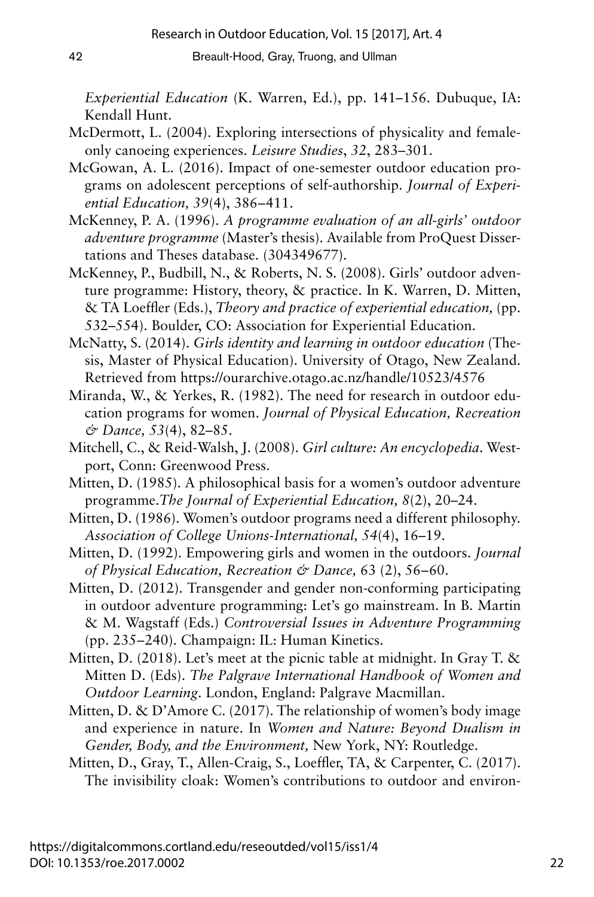*Experiential Education* (K. Warren, Ed.), pp. 141–156. Dubuque, IA: Kendall Hunt.

McDermott, L. (2004). Exploring intersections of physicality and female-only canoeing experiences. *Leisure Studies*, *32*, 283–301.

McGowan, A. L. (2016). Impact of one-semester outdoor education programs on adolescent perceptions of self-authorship. *Journal of Experiential Education, 39*(4), 386–411.

McKenney, P. A. (1996). *A programme evaluation of an all-girls' outdoor adventure programme* (Master's thesis). Available from ProQuest Dissertations and Theses database. (304349677).

McKenney, P., Budbill, N., & Roberts, N. S. (2008). Girls' outdoor adventure programme: History, theory, & practice. In K. Warren, D. Mitten, & TA Loeffler (Eds.), *Theory and practice of experiential education,* (pp. 532–554). Boulder, CO: Association for Experiential Education.

McNatty, S. (2014). *Girls identity and learning in outdoor education* (Thesis, Master of Physical Education). University of Otago, New Zealand. Retrieved from https://ourarchive.otago.ac.nz/handle/10523/4576

Miranda, W., & Yerkes, R. (1982). The need for research in outdoor education programs for women. *Journal of Physical Education, Recreation & Dance, 53*(4), 82–85.

Mitchell, C., & Reid-Walsh, J. (2008). *Girl culture: An encyclopedia*. Westport, Conn: Greenwood Press.

Mitten, D. (1985). A philosophical basis for a women's outdoor adventure programme.*The Journal of Experiential Education, 8*(2), 20–24.

Mitten, D. (1986). Women's outdoor programs need a different philosophy. *Association of College Unions-International, 54*(4), 16–19.

Mitten, D. (1992). Empowering girls and women in the outdoors. *Journal of Physical Education, Recreation & Dance,* 63 (2), 56–60.

Mitten, D. (2012). Transgender and gender non-conforming participating in outdoor adventure programming: Let's go mainstream. In B. Martin & M. Wagstaff (Eds.) *Controversial Issues in Adventure Programming* (pp. 235–240). Champaign: IL: Human Kinetics.

Mitten, D. (2018). Let's meet at the picnic table at midnight. In Gray T. & Mitten D. (Eds). *The Palgrave International Handbook of Women and Outdoor Learning*. London, England: Palgrave Macmillan.

Mitten, D. & D'Amore C. (2017). The relationship of women's body image and experience in nature. In *Women and Nature: Beyond Dualism in Gender, Body, and the Environment,* New York, NY: Routledge.

Mitten, D., Gray, T., Allen-Craig, S., Loeffler, TA, & Carpenter, C. (2017). The invisibility cloak: Women's contributions to outdoor and environ-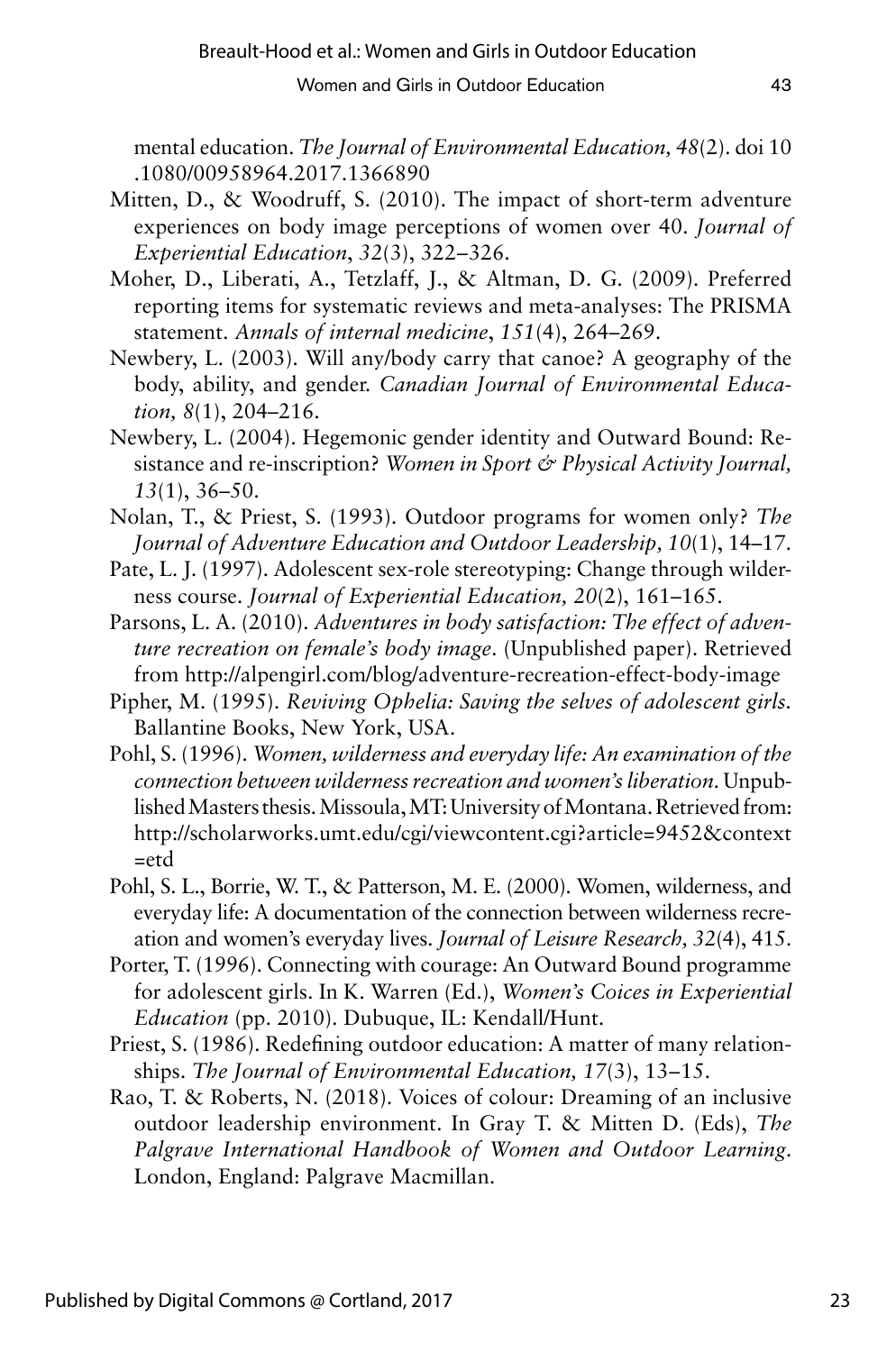mental education. *The Journal of Environmental Education, 48*(2). doi 10.1080/00958964.2017.1366890

Mitten, D., & Woodruff, S. (2010). The impact of short-term adventure experiences on body image perceptions of women over 40. *Journal of Experiential Education*, *32*(3), 322–326.

Moher, D., Liberati, A., Tetzlaff, J., & Altman, D. G. (2009). Preferred reporting items for systematic reviews and meta-analyses: The PRISMA statement. *Annals of internal medicine*, *151*(4), 264–269.

Newbery, L. (2003). Will any/body carry that canoe? A geography of the body, ability, and gender. *Canadian Journal of Environmental Education, 8*(1), 204–216.

Newbery, L. (2004). Hegemonic gender identity and Outward Bound: Resistance and re-inscription? *Women in Sport & Physical Activity Journal, 13*(1), 36–50.

Nolan, T., & Priest, S. (1993). Outdoor programs for women only? *The Journal of Adventure Education and Outdoor Leadership, 10*(1), 14–17.

Pate, L. J. (1997). Adolescent sex-role stereotyping: Change through wilderness course. *Journal of Experiential Education, 20*(2), 161–165.

Parsons, L. A. (2010). *Adventures in body satisfaction: The effect of adventure recreation on female's body image*. (Unpublished paper). Retrieved from http://alpengirl.com/blog/adventure-recreation-effect-body-image

Pipher, M. (1995). *Reviving Ophelia: Saving the selves of adolescent girls.* Ballantine Books, New York, USA.

Pohl, S. (1996). *Women, wilderness and everyday life: An examination of the connection between wilderness recreation and women's liberation*. Unpublished Masters thesis. Missoula, MT: University of Montana. Retrieved from: http://scholarworks.umt.edu/cgi/viewcontent.cgi?article=9452&context=etd

Pohl, S. L., Borrie, W. T., & Patterson, M. E. (2000). Women, wilderness, and everyday life: A documentation of the connection between wilderness recreation and women's everyday lives. *Journal of Leisure Research, 32*(4), 415.

Porter, T. (1996). Connecting with courage: An Outward Bound programme for adolescent girls. In K. Warren (Ed.), *Women's Coices in Experiential Education* (pp. 2010). Dubuque, IL: Kendall/Hunt.

Priest, S. (1986). Redefining outdoor education: A matter of many relationships. *The Journal of Environmental Education, 17*(3), 13–15.

Rao, T. & Roberts, N. (2018). Voices of colour: Dreaming of an inclusive outdoor leadership environment. In Gray T. & Mitten D. (Eds), *The Palgrave International Handbook of Women and Outdoor Learning*. London, England: Palgrave Macmillan.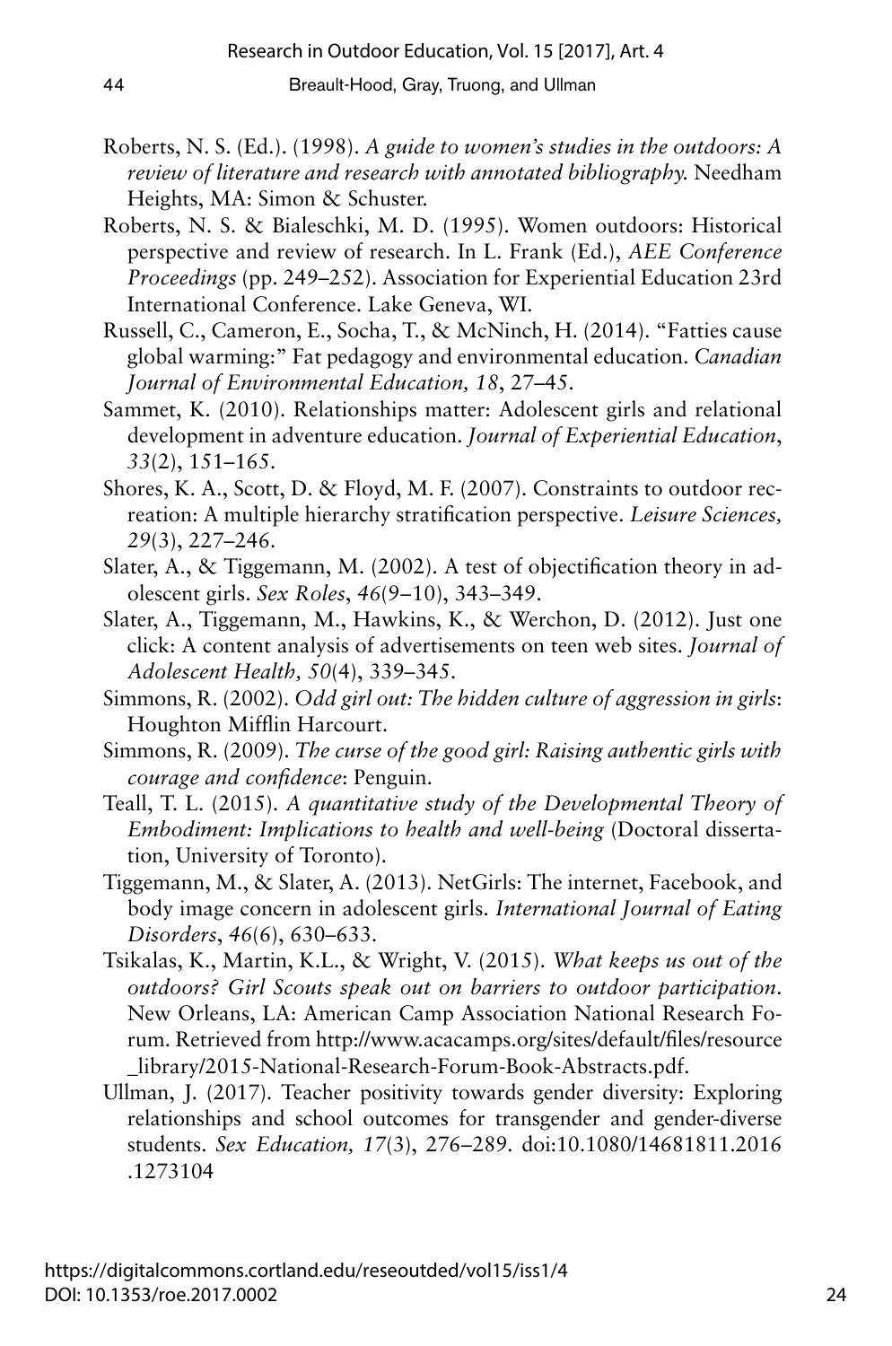Roberts, N. S. (Ed.). (1998). *A guide to women's studies in the outdoors: A review of literature and research with annotated bibliography.* Needham Heights, MA: Simon & Schuster.

Roberts, N. S. & Bialeschki, M. D. (1995). Women outdoors: Historical perspective and review of research. In L. Frank (Ed.), *AEE Conference Proceedings* (pp. 249–252). Association for Experiential Education 23rd International Conference. Lake Geneva, WI.

Russell, C., Cameron, E., Socha, T., & McNinch, H. (2014). "Fatties cause global warming:" Fat pedagogy and environmental education. *Canadian Journal of Environmental Education, 18*, 27–45.

Sammet, K. (2010). Relationships matter: Adolescent girls and relational development in adventure education. *Journal of Experiential Education*, *33*(2), 151–165.

Shores, K. A., Scott, D. & Floyd, M. F. (2007). Constraints to outdoor recreation: A multiple hierarchy stratification perspective. *Leisure Sciences, 29*(3), 227–246.

Slater, A., & Tiggemann, M. (2002). A test of objectification theory in adolescent girls. *Sex Roles*, *46*(9–10), 343–349.

Slater, A., Tiggemann, M., Hawkins, K., & Werchon, D. (2012). Just one click: A content analysis of advertisements on teen web sites. *Journal of Adolescent Health, 50*(4), 339–345.

Simmons, R. (2002). *Odd girl out: The hidden culture of aggression in girls*: Houghton Mifflin Harcourt.

Simmons, R. (2009). *The curse of the good girl: Raising authentic girls with courage and confidence*: Penguin.

Teall, T. L. (2015). *A quantitative study of the Developmental Theory of Embodiment: Implications to health and well-being* (Doctoral dissertation, University of Toronto).

Tiggemann, M., & Slater, A. (2013). NetGirls: The internet, Facebook, and body image concern in adolescent girls. *International Journal of Eating Disorders*, *46*(6), 630–633.

Tsikalas, K., Martin, K.L., & Wright, V. (2015). *What keeps us out of the outdoors? Girl Scouts speak out on barriers to outdoor participation*. New Orleans, LA: American Camp Association National Research Forum. Retrieved from http://www.acacamps.org/sites/default/files/resource_library/2015-National-Research-Forum-Book-Abstracts.pdf.

Ullman, J. (2017). Teacher positivity towards gender diversity: Exploring relationships and school outcomes for transgender and gender-diverse students. *Sex Education, 17*(3), 276–289. doi:10.1080/14681811.2016.1273104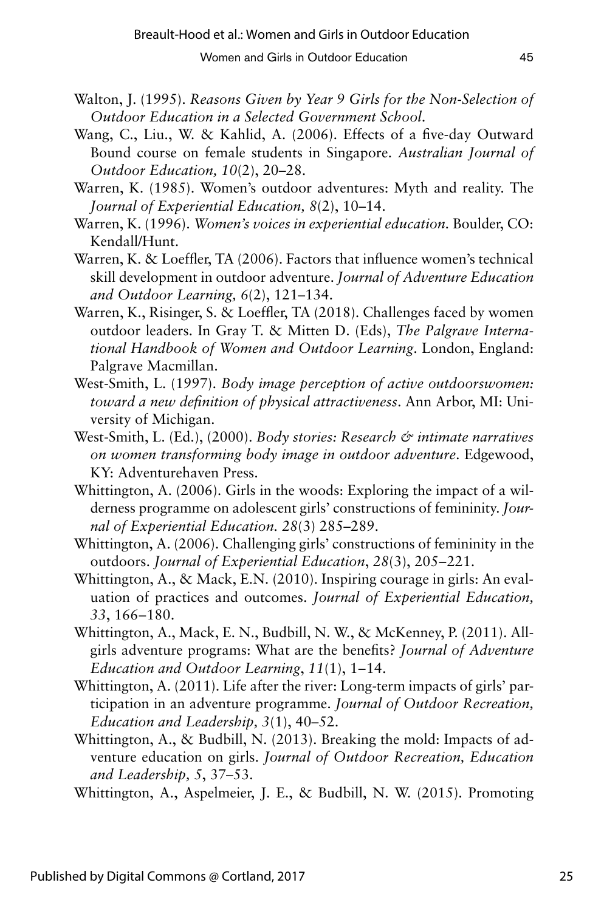Walton, J. (1995). *Reasons Given by Year 9 Girls for the Non-Selection of Outdoor Education in a Selected Government School.*

Wang, C., Liu., W. & Kahlid, A. (2006). Effects of a five-day Outward Bound course on female students in Singapore. *Australian Journal of Outdoor Education, 10*(2), 20–28.

Warren, K. (1985). Women's outdoor adventures: Myth and reality. The *Journal of Experiential Education, 8*(2), 10–14.

Warren, K. (1996). *Women's voices in experiential education.* Boulder, CO: Kendall/Hunt.

Warren, K. & Loeffler, TA (2006). Factors that influence women's technical skill development in outdoor adventure. *Journal of Adventure Education and Outdoor Learning, 6*(2), 121–134.

Warren, K., Risinger, S. & Loeffler, TA (2018). Challenges faced by women outdoor leaders. In Gray T. & Mitten D. (Eds), *The Palgrave International Handbook of Women and Outdoor Learning*. London, England: Palgrave Macmillan.

West-Smith, L. (1997). *Body image perception of active outdoorswomen: toward a new definition of physical attractiveness*. Ann Arbor, MI: University of Michigan.

West-Smith, L. (Ed.), (2000). *Body stories: Research & intimate narratives on women transforming body image in outdoor adventure*. Edgewood, KY: Adventurehaven Press.

Whittington, A. (2006). Girls in the woods: Exploring the impact of a wilderness programme on adolescent girls' constructions of femininity. *Journal of Experiential Education. 28*(3) 285–289.

Whittington, A. (2006). Challenging girls' constructions of femininity in the outdoors. *Journal of Experiential Education*, *28*(3), 205–221.

Whittington, A., & Mack, E.N. (2010). Inspiring courage in girls: An evaluation of practices and outcomes. *Journal of Experiential Education, 33*, 166–180.

Whittington, A., Mack, E. N., Budbill, N. W., & McKenney, P. (2011). All-girls adventure programs: What are the benefits? *Journal of Adventure Education and Outdoor Learning*, *11*(1), 1–14.

Whittington, A. (2011). Life after the river: Long-term impacts of girls' participation in an adventure programme. *Journal of Outdoor Recreation, Education and Leadership, 3*(1), 40–52.

Whittington, A., & Budbill, N. (2013). Breaking the mold: Impacts of adventure education on girls. *Journal of Outdoor Recreation, Education and Leadership, 5*, 37–53.

Whittington, A., Aspelmeier, J. E., & Budbill, N. W. (2015). Promoting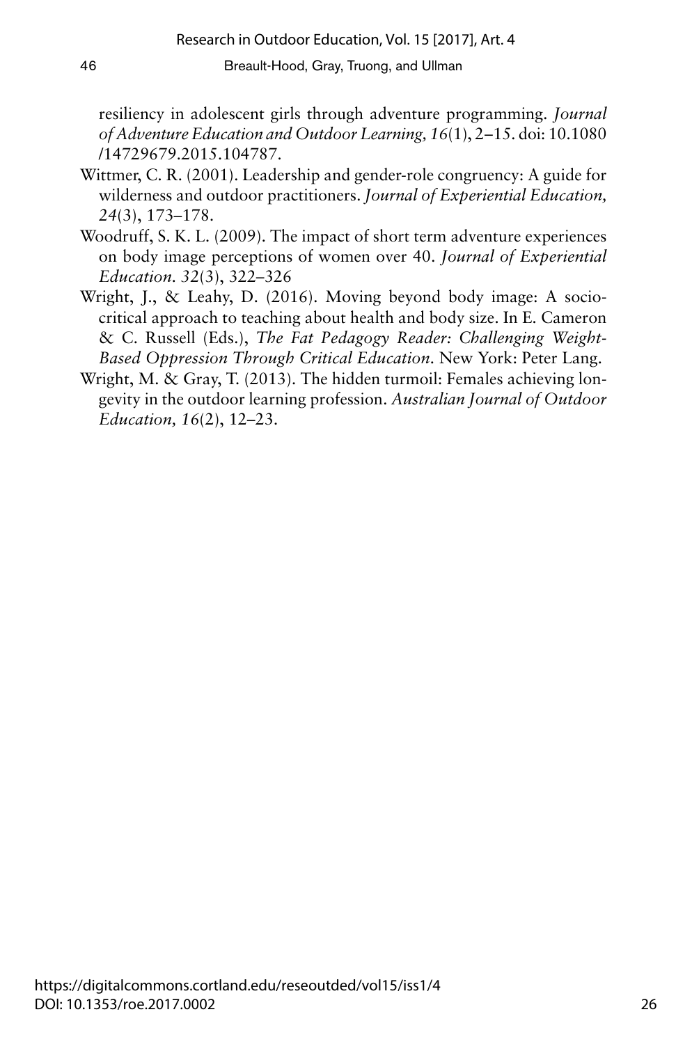resiliency in adolescent girls through adventure programming. *Journal of Adventure Education and Outdoor Learning, 16*(1), 2–15. doi: 10.1080/14729679.2015.104787.

Wittmer, C. R. (2001). Leadership and gender-role congruency: A guide for wilderness and outdoor practitioners. *Journal of Experiential Education, 24*(3), 173–178.

Woodruff, S. K. L. (2009). The impact of short term adventure experiences on body image perceptions of women over 40. *Journal of Experiential Education. 32*(3), 322–326

Wright, J., & Leahy, D. (2016). Moving beyond body image: A socio-critical approach to teaching about health and body size. In E. Cameron & C. Russell (Eds.), *The Fat Pedagogy Reader: Challenging Weight-Based Oppression Through Critical Education*. New York: Peter Lang.

Wright, M. & Gray, T. (2013). The hidden turmoil: Females achieving longevity in the outdoor learning profession. *Australian Journal of Outdoor Education, 16*(2), 12–23.